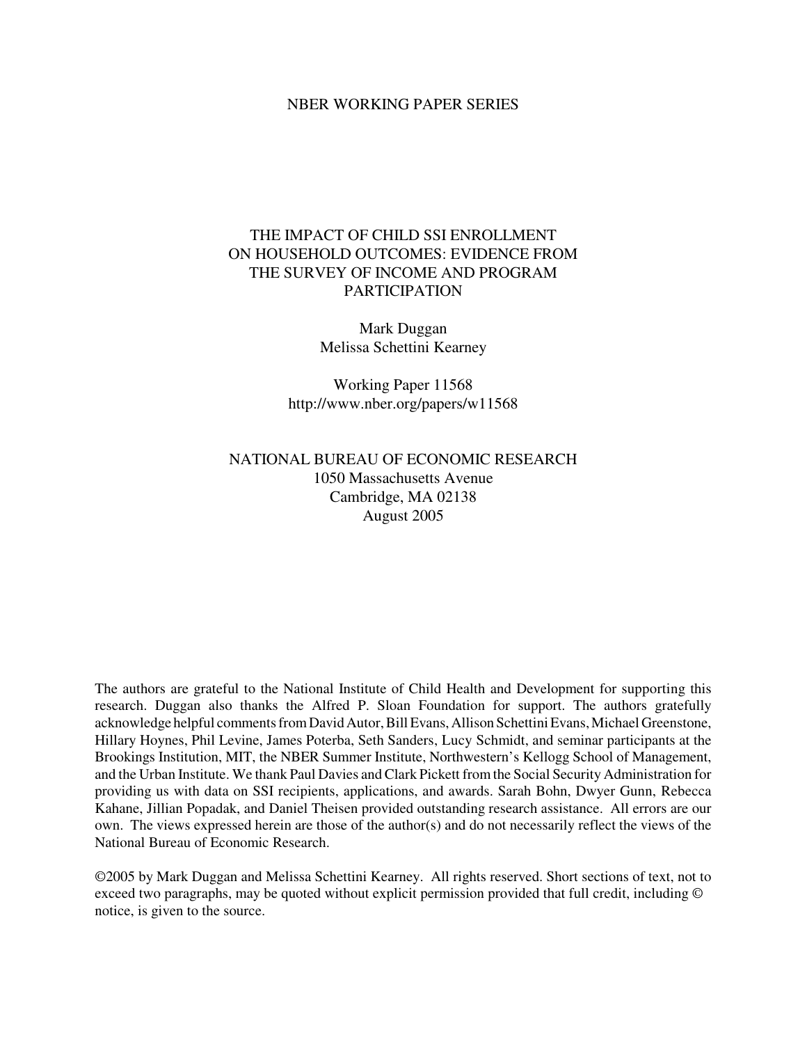NBER WORKING PAPER SERIES

# THE IMPACT OF CHILD SSI ENROLLMENT ON HOUSEHOLD OUTCOMES: EVIDENCE FROM THE SURVEY OF INCOME AND PROGRAM PARTICIPATION

Mark Duggan
Melissa Schettini Kearney

Working Paper 11568
http://www.nber.org/papers/w11568

NATIONAL BUREAU OF ECONOMIC RESEARCH
1050 Massachusetts Avenue
Cambridge, MA 02138
August 2005

The authors are grateful to the National Institute of Child Health and Development for supporting this research. Duggan also thanks the Alfred P. Sloan Foundation for support. The authors gratefully acknowledge helpful comments from David Autor, Bill Evans, Allison Schettini Evans, Michael Greenstone, Hillary Hoynes, Phil Levine, James Poterba, Seth Sanders, Lucy Schmidt, and seminar participants at the Brookings Institution, MIT, the NBER Summer Institute, Northwestern's Kellogg School of Management, and the Urban Institute. We thank Paul Davies and Clark Pickett from the Social Security Administration for providing us with data on SSI recipients, applications, and awards. Sarah Bohn, Dwyer Gunn, Rebecca Kahane, Jillian Popadak, and Daniel Theisen provided outstanding research assistance. All errors are our own. The views expressed herein are those of the author(s) and do not necessarily reflect the views of the National Bureau of Economic Research.

©2005 by Mark Duggan and Melissa Schettini Kearney. All rights reserved. Short sections of text, not to exceed two paragraphs, may be quoted without explicit permission provided that full credit, including © notice, is given to the source.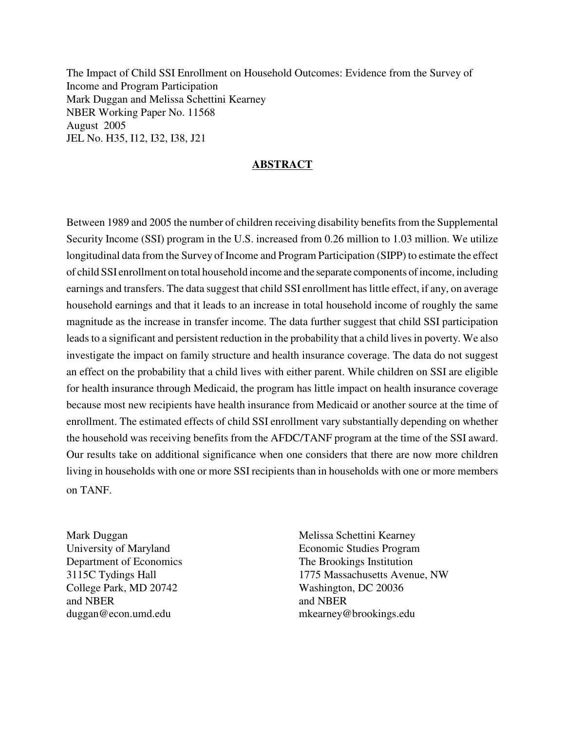The Impact of Child SSI Enrollment on Household Outcomes: Evidence from the Survey of Income and Program Participation
Mark Duggan and Melissa Schettini Kearney
NBER Working Paper No. 11568
August 2005
JEL No. H35, I12, I32, I38, J21

## ABSTRACT

Between 1989 and 2005 the number of children receiving disability benefits from the Supplemental Security Income (SSI) program in the U.S. increased from 0.26 million to 1.03 million. We utilize longitudinal data from the Survey of Income and Program Participation (SIPP) to estimate the effect of child SSI enrollment on total household income and the separate components of income, including earnings and transfers. The data suggest that child SSI enrollment has little effect, if any, on average household earnings and that it leads to an increase in total household income of roughly the same magnitude as the increase in transfer income. The data further suggest that child SSI participation leads to a significant and persistent reduction in the probability that a child lives in poverty. We also investigate the impact on family structure and health insurance coverage. The data do not suggest an effect on the probability that a child lives with either parent. While children on SSI are eligible for health insurance through Medicaid, the program has little impact on health insurance coverage because most new recipients have health insurance from Medicaid or another source at the time of enrollment. The estimated effects of child SSI enrollment vary substantially depending on whether the household was receiving benefits from the AFDC/TANF program at the time of the SSI award. Our results take on additional significance when one considers that there are now more children living in households with one or more SSI recipients than in households with one or more members on TANF.

Mark Duggan
University of Maryland
Department of Economics
3115C Tydings Hall
College Park, MD 20742
and NBER
duggan@econ.umd.edu

Melissa Schettini Kearney
Economic Studies Program
The Brookings Institution
1775 Massachusetts Avenue, NW
Washington, DC 20036
and NBER
mkearney@brookings.edu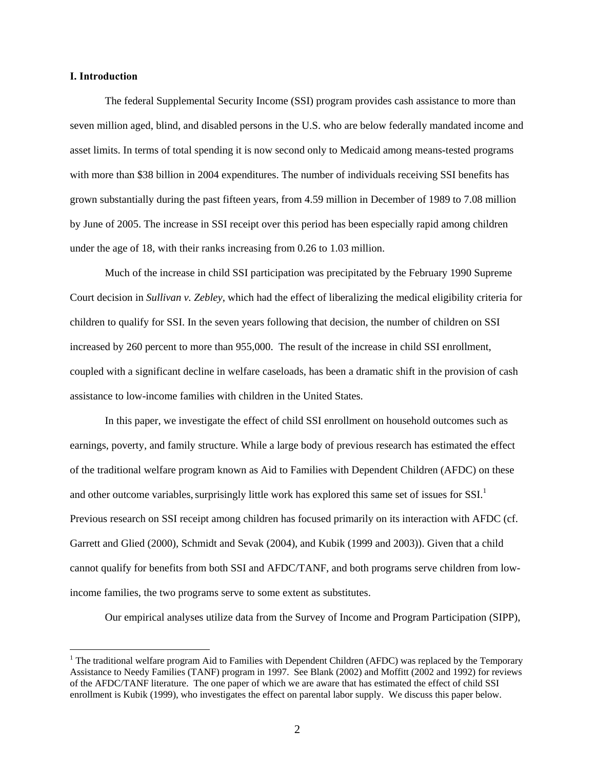## I. Introduction

The federal Supplemental Security Income (SSI) program provides cash assistance to more than seven million aged, blind, and disabled persons in the U.S. who are below federally mandated income and asset limits. In terms of total spending it is now second only to Medicaid among means-tested programs with more than $38 billion in 2004 expenditures. The number of individuals receiving SSI benefits has grown substantially during the past fifteen years, from 4.59 million in December of 1989 to 7.08 million by June of 2005. The increase in SSI receipt over this period has been especially rapid among children under the age of 18, with their ranks increasing from 0.26 to 1.03 million.

Much of the increase in child SSI participation was precipitated by the February 1990 Supreme Court decision in *Sullivan v. Zebley*, which had the effect of liberalizing the medical eligibility criteria for children to qualify for SSI. In the seven years following that decision, the number of children on SSI increased by 260 percent to more than 955,000. The result of the increase in child SSI enrollment, coupled with a significant decline in welfare caseloads, has been a dramatic shift in the provision of cash assistance to low-income families with children in the United States.

In this paper, we investigate the effect of child SSI enrollment on household outcomes such as earnings, poverty, and family structure. While a large body of previous research has estimated the effect of the traditional welfare program known as Aid to Families with Dependent Children (AFDC) on these and other outcome variables, surprisingly little work has explored this same set of issues for SSI.[1] Previous research on SSI receipt among children has focused primarily on its interaction with AFDC (cf. Garrett and Glied (2000), Schmidt and Sevak (2004), and Kubik (1999 and 2003)). Given that a child cannot qualify for benefits from both SSI and AFDC/TANF, and both programs serve children from low-income families, the two programs serve to some extent as substitutes.

Our empirical analyses utilize data from the Survey of Income and Program Participation (SIPP),

[1] The traditional welfare program Aid to Families with Dependent Children (AFDC) was replaced by the Temporary Assistance to Needy Families (TANF) program in 1997. See Blank (2002) and Moffitt (2002 and 1992) for reviews of the AFDC/TANF literature. The one paper of which we are aware that has estimated the effect of child SSI enrollment is Kubik (1999), who investigates the effect on parental labor supply. We discuss this paper below.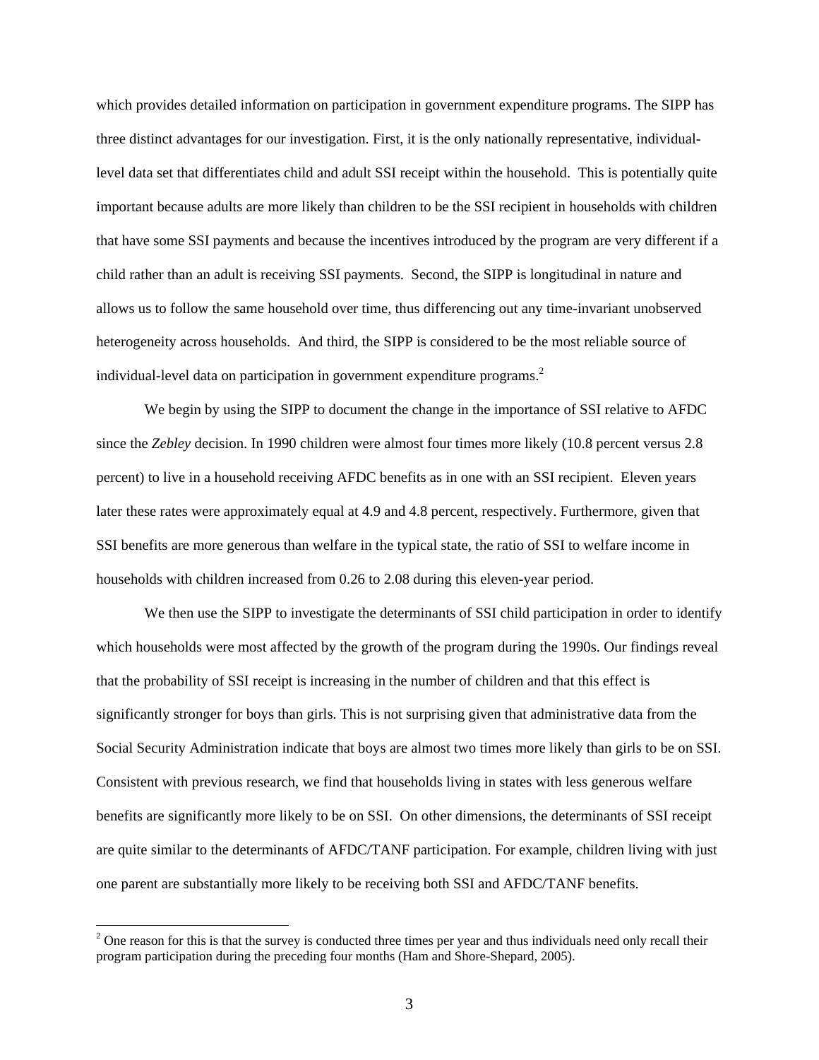which provides detailed information on participation in government expenditure programs. The SIPP has three distinct advantages for our investigation. First, it is the only nationally representative, individual-level data set that differentiates child and adult SSI receipt within the household. This is potentially quite important because adults are more likely than children to be the SSI recipient in households with children that have some SSI payments and because the incentives introduced by the program are very different if a child rather than an adult is receiving SSI payments. Second, the SIPP is longitudinal in nature and allows us to follow the same household over time, thus differencing out any time-invariant unobserved heterogeneity across households. And third, the SIPP is considered to be the most reliable source of individual-level data on participation in government expenditure programs.[2]

We begin by using the SIPP to document the change in the importance of SSI relative to AFDC since the *Zebley* decision. In 1990 children were almost four times more likely (10.8 percent versus 2.8 percent) to live in a household receiving AFDC benefits as in one with an SSI recipient. Eleven years later these rates were approximately equal at 4.9 and 4.8 percent, respectively. Furthermore, given that SSI benefits are more generous than welfare in the typical state, the ratio of SSI to welfare income in households with children increased from 0.26 to 2.08 during this eleven-year period.

We then use the SIPP to investigate the determinants of SSI child participation in order to identify which households were most affected by the growth of the program during the 1990s. Our findings reveal that the probability of SSI receipt is increasing in the number of children and that this effect is significantly stronger for boys than girls. This is not surprising given that administrative data from the Social Security Administration indicate that boys are almost two times more likely than girls to be on SSI. Consistent with previous research, we find that households living in states with less generous welfare benefits are significantly more likely to be on SSI. On other dimensions, the determinants of SSI receipt are quite similar to the determinants of AFDC/TANF participation. For example, children living with just one parent are substantially more likely to be receiving both SSI and AFDC/TANF benefits.

[2] One reason for this is that the survey is conducted three times per year and thus individuals need only recall their program participation during the preceding four months (Ham and Shore-Shepard, 2005).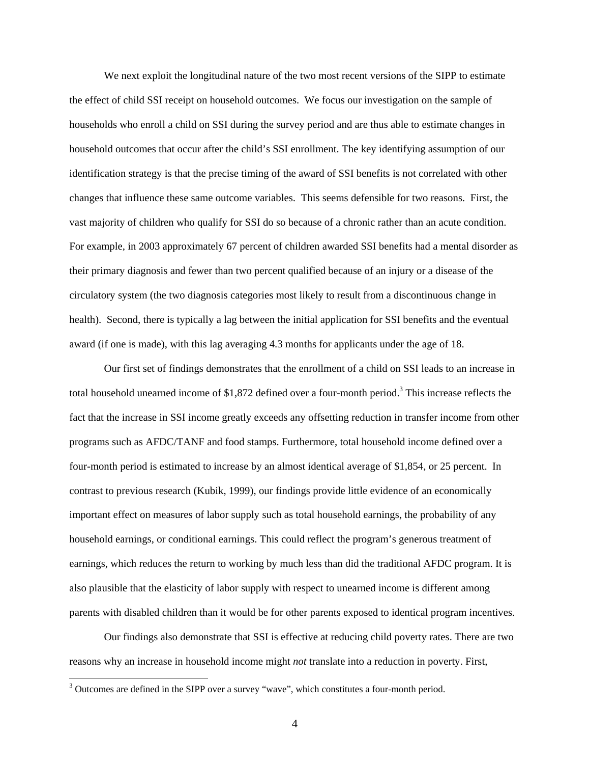We next exploit the longitudinal nature of the two most recent versions of the SIPP to estimate the effect of child SSI receipt on household outcomes. We focus our investigation on the sample of households who enroll a child on SSI during the survey period and are thus able to estimate changes in household outcomes that occur after the child's SSI enrollment. The key identifying assumption of our identification strategy is that the precise timing of the award of SSI benefits is not correlated with other changes that influence these same outcome variables. This seems defensible for two reasons. First, the vast majority of children who qualify for SSI do so because of a chronic rather than an acute condition. For example, in 2003 approximately 67 percent of children awarded SSI benefits had a mental disorder as their primary diagnosis and fewer than two percent qualified because of an injury or a disease of the circulatory system (the two diagnosis categories most likely to result from a discontinuous change in health). Second, there is typically a lag between the initial application for SSI benefits and the eventual award (if one is made), with this lag averaging 4.3 months for applicants under the age of 18.

Our first set of findings demonstrates that the enrollment of a child on SSI leads to an increase in total household unearned income of $1,872 defined over a four-month period.[3] This increase reflects the fact that the increase in SSI income greatly exceeds any offsetting reduction in transfer income from other programs such as AFDC/TANF and food stamps. Furthermore, total household income defined over a four-month period is estimated to increase by an almost identical average of $1,854, or 25 percent. In contrast to previous research (Kubik, 1999), our findings provide little evidence of an economically important effect on measures of labor supply such as total household earnings, the probability of any household earnings, or conditional earnings. This could reflect the program's generous treatment of earnings, which reduces the return to working by much less than did the traditional AFDC program. It is also plausible that the elasticity of labor supply with respect to unearned income is different among parents with disabled children than it would be for other parents exposed to identical program incentives.

Our findings also demonstrate that SSI is effective at reducing child poverty rates. There are two reasons why an increase in household income might *not* translate into a reduction in poverty. First,

[3] Outcomes are defined in the SIPP over a survey "wave", which constitutes a four-month period.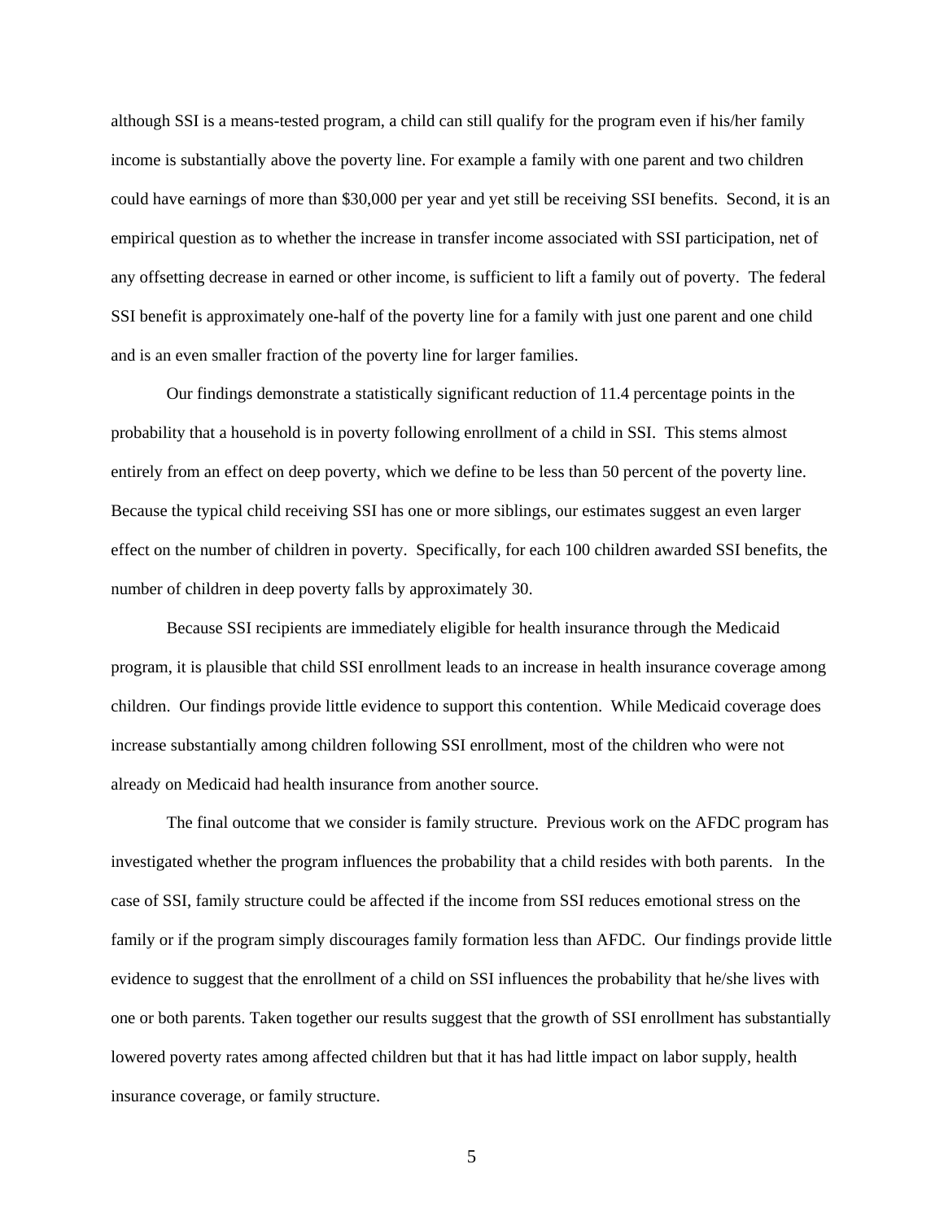although SSI is a means-tested program, a child can still qualify for the program even if his/her family income is substantially above the poverty line. For example a family with one parent and two children could have earnings of more than $30,000 per year and yet still be receiving SSI benefits. Second, it is an empirical question as to whether the increase in transfer income associated with SSI participation, net of any offsetting decrease in earned or other income, is sufficient to lift a family out of poverty. The federal SSI benefit is approximately one-half of the poverty line for a family with just one parent and one child and is an even smaller fraction of the poverty line for larger families.

Our findings demonstrate a statistically significant reduction of 11.4 percentage points in the probability that a household is in poverty following enrollment of a child in SSI. This stems almost entirely from an effect on deep poverty, which we define to be less than 50 percent of the poverty line. Because the typical child receiving SSI has one or more siblings, our estimates suggest an even larger effect on the number of children in poverty. Specifically, for each 100 children awarded SSI benefits, the number of children in deep poverty falls by approximately 30.

Because SSI recipients are immediately eligible for health insurance through the Medicaid program, it is plausible that child SSI enrollment leads to an increase in health insurance coverage among children. Our findings provide little evidence to support this contention. While Medicaid coverage does increase substantially among children following SSI enrollment, most of the children who were not already on Medicaid had health insurance from another source.

The final outcome that we consider is family structure. Previous work on the AFDC program has investigated whether the program influences the probability that a child resides with both parents. In the case of SSI, family structure could be affected if the income from SSI reduces emotional stress on the family or if the program simply discourages family formation less than AFDC. Our findings provide little evidence to suggest that the enrollment of a child on SSI influences the probability that he/she lives with one or both parents. Taken together our results suggest that the growth of SSI enrollment has substantially lowered poverty rates among affected children but that it has had little impact on labor supply, health insurance coverage, or family structure.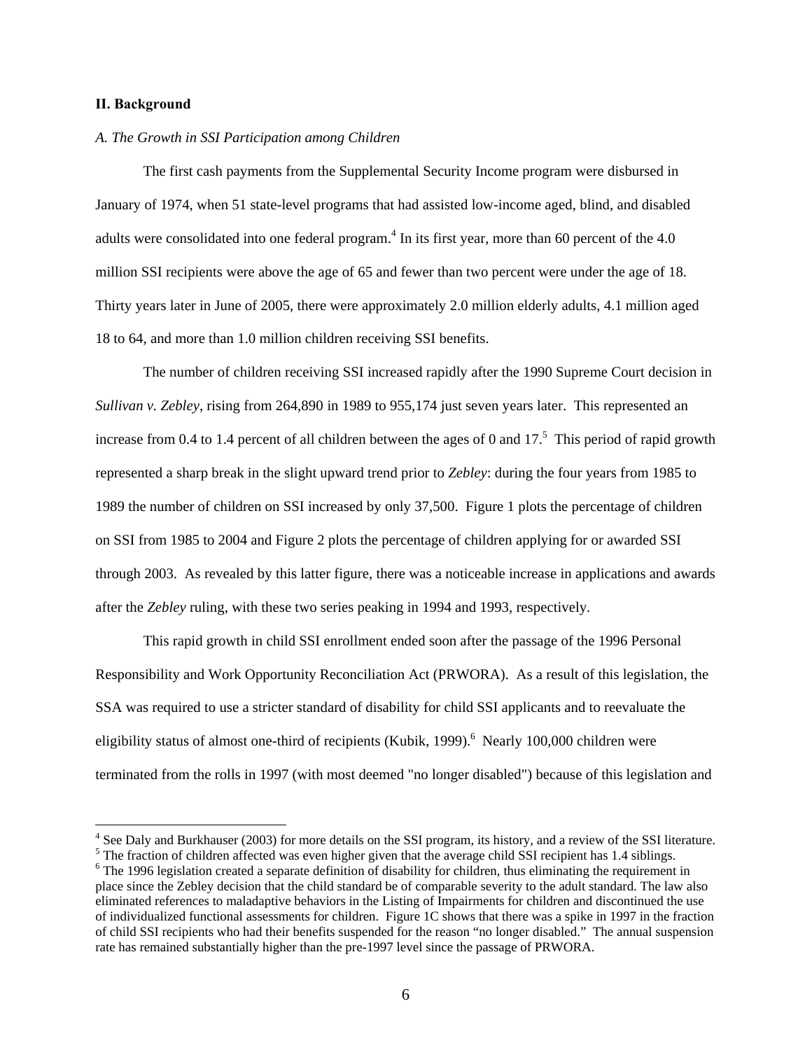## II. Background

### *A. The Growth in SSI Participation among Children*

The first cash payments from the Supplemental Security Income program were disbursed in January of 1974, when 51 state-level programs that had assisted low-income aged, blind, and disabled adults were consolidated into one federal program.[4] In its first year, more than 60 percent of the 4.0 million SSI recipients were above the age of 65 and fewer than two percent were under the age of 18. Thirty years later in June of 2005, there were approximately 2.0 million elderly adults, 4.1 million aged 18 to 64, and more than 1.0 million children receiving SSI benefits.

The number of children receiving SSI increased rapidly after the 1990 Supreme Court decision in *Sullivan v. Zebley*, rising from 264,890 in 1989 to 955,174 just seven years later. This represented an increase from 0.4 to 1.4 percent of all children between the ages of 0 and 17.[5] This period of rapid growth represented a sharp break in the slight upward trend prior to *Zebley*: during the four years from 1985 to 1989 the number of children on SSI increased by only 37,500. Figure 1 plots the percentage of children on SSI from 1985 to 2004 and Figure 2 plots the percentage of children applying for or awarded SSI through 2003. As revealed by this latter figure, there was a noticeable increase in applications and awards after the *Zebley* ruling, with these two series peaking in 1994 and 1993, respectively.

This rapid growth in child SSI enrollment ended soon after the passage of the 1996 Personal Responsibility and Work Opportunity Reconciliation Act (PRWORA). As a result of this legislation, the SSA was required to use a stricter standard of disability for child SSI applicants and to reevaluate the eligibility status of almost one-third of recipients (Kubik, 1999).[6] Nearly 100,000 children were terminated from the rolls in 1997 (with most deemed "no longer disabled") because of this legislation and

---

[4] See Daly and Burkhauser (2003) for more details on the SSI program, its history, and a review of the SSI literature.

[5] The fraction of children affected was even higher given that the average child SSI recipient has 1.4 siblings.

[6] The 1996 legislation created a separate definition of disability for children, thus eliminating the requirement in place since the Zebley decision that the child standard be of comparable severity to the adult standard. The law also eliminated references to maladaptive behaviors in the Listing of Impairments for children and discontinued the use of individualized functional assessments for children. Figure 1C shows that there was a spike in 1997 in the fraction of child SSI recipients who had their benefits suspended for the reason "no longer disabled." The annual suspension rate has remained substantially higher than the pre-1997 level since the passage of PRWORA.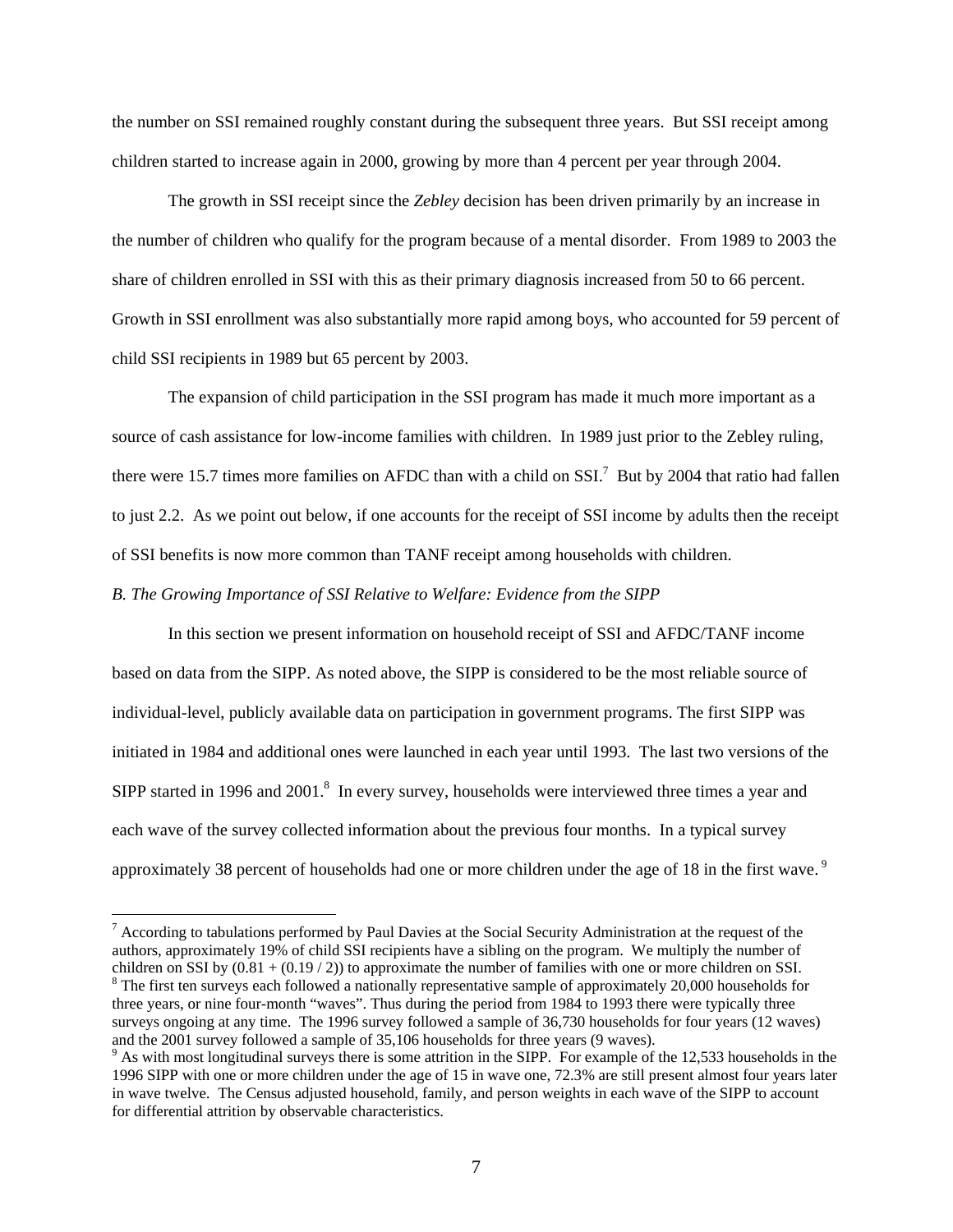the number on SSI remained roughly constant during the subsequent three years. But SSI receipt among children started to increase again in 2000, growing by more than 4 percent per year through 2004.

The growth in SSI receipt since the *Zebley* decision has been driven primarily by an increase in the number of children who qualify for the program because of a mental disorder. From 1989 to 2003 the share of children enrolled in SSI with this as their primary diagnosis increased from 50 to 66 percent. Growth in SSI enrollment was also substantially more rapid among boys, who accounted for 59 percent of child SSI recipients in 1989 but 65 percent by 2003.

The expansion of child participation in the SSI program has made it much more important as a source of cash assistance for low-income families with children. In 1989 just prior to the Zebley ruling, there were 15.7 times more families on AFDC than with a child on SSI.[7] But by 2004 that ratio had fallen to just 2.2. As we point out below, if one accounts for the receipt of SSI income by adults then the receipt of SSI benefits is now more common than TANF receipt among households with children.

*B. The Growing Importance of SSI Relative to Welfare: Evidence from the SIPP*

In this section we present information on household receipt of SSI and AFDC/TANF income based on data from the SIPP. As noted above, the SIPP is considered to be the most reliable source of individual-level, publicly available data on participation in government programs. The first SIPP was initiated in 1984 and additional ones were launched in each year until 1993. The last two versions of the SIPP started in 1996 and 2001.[8] In every survey, households were interviewed three times a year and each wave of the survey collected information about the previous four months. In a typical survey approximately 38 percent of households had one or more children under the age of 18 in the first wave.[9]

---

[7] According to tabulations performed by Paul Davies at the Social Security Administration at the request of the authors, approximately 19% of child SSI recipients have a sibling on the program. We multiply the number of children on SSI by (0.81 + (0.19 / 2)) to approximate the number of families with one or more children on SSI.

[8] The first ten surveys each followed a nationally representative sample of approximately 20,000 households for three years, or nine four-month "waves". Thus during the period from 1984 to 1993 there were typically three surveys ongoing at any time. The 1996 survey followed a sample of 36,730 households for four years (12 waves) and the 2001 survey followed a sample of 35,106 households for three years (9 waves).

[9] As with most longitudinal surveys there is some attrition in the SIPP. For example of the 12,533 households in the 1996 SIPP with one or more children under the age of 15 in wave one, 72.3% are still present almost four years later in wave twelve. The Census adjusted household, family, and person weights in each wave of the SIPP to account for differential attrition by observable characteristics.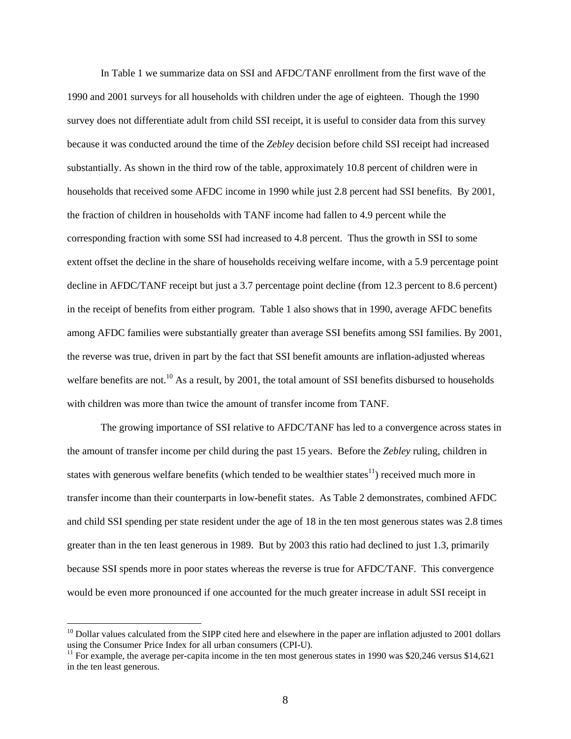In Table 1 we summarize data on SSI and AFDC/TANF enrollment from the first wave of the 1990 and 2001 surveys for all households with children under the age of eighteen. Though the 1990 survey does not differentiate adult from child SSI receipt, it is useful to consider data from this survey because it was conducted around the time of the *Zebley* decision before child SSI receipt had increased substantially. As shown in the third row of the table, approximately 10.8 percent of children were in households that received some AFDC income in 1990 while just 2.8 percent had SSI benefits. By 2001, the fraction of children in households with TANF income had fallen to 4.9 percent while the corresponding fraction with some SSI had increased to 4.8 percent. Thus the growth in SSI to some extent offset the decline in the share of households receiving welfare income, with a 5.9 percentage point decline in AFDC/TANF receipt but just a 3.7 percentage point decline (from 12.3 percent to 8.6 percent) in the receipt of benefits from either program. Table 1 also shows that in 1990, average AFDC benefits among AFDC families were substantially greater than average SSI benefits among SSI families. By 2001, the reverse was true, driven in part by the fact that SSI benefit amounts are inflation-adjusted whereas welfare benefits are not.[10] As a result, by 2001, the total amount of SSI benefits disbursed to households with children was more than twice the amount of transfer income from TANF.

The growing importance of SSI relative to AFDC/TANF has led to a convergence across states in the amount of transfer income per child during the past 15 years. Before the *Zebley* ruling, children in states with generous welfare benefits (which tended to be wealthier states[11]) received much more in transfer income than their counterparts in low-benefit states. As Table 2 demonstrates, combined AFDC and child SSI spending per state resident under the age of 18 in the ten most generous states was 2.8 times greater than in the ten least generous in 1989. But by 2003 this ratio had declined to just 1.3, primarily because SSI spends more in poor states whereas the reverse is true for AFDC/TANF. This convergence would be even more pronounced if one accounted for the much greater increase in adult SSI receipt in

---

[10] Dollar values calculated from the SIPP cited here and elsewhere in the paper are inflation adjusted to 2001 dollars using the Consumer Price Index for all urban consumers (CPI-U).

[11] For example, the average per-capita income in the ten most generous states in 1990 was $20,246 versus $14,621 in the ten least generous.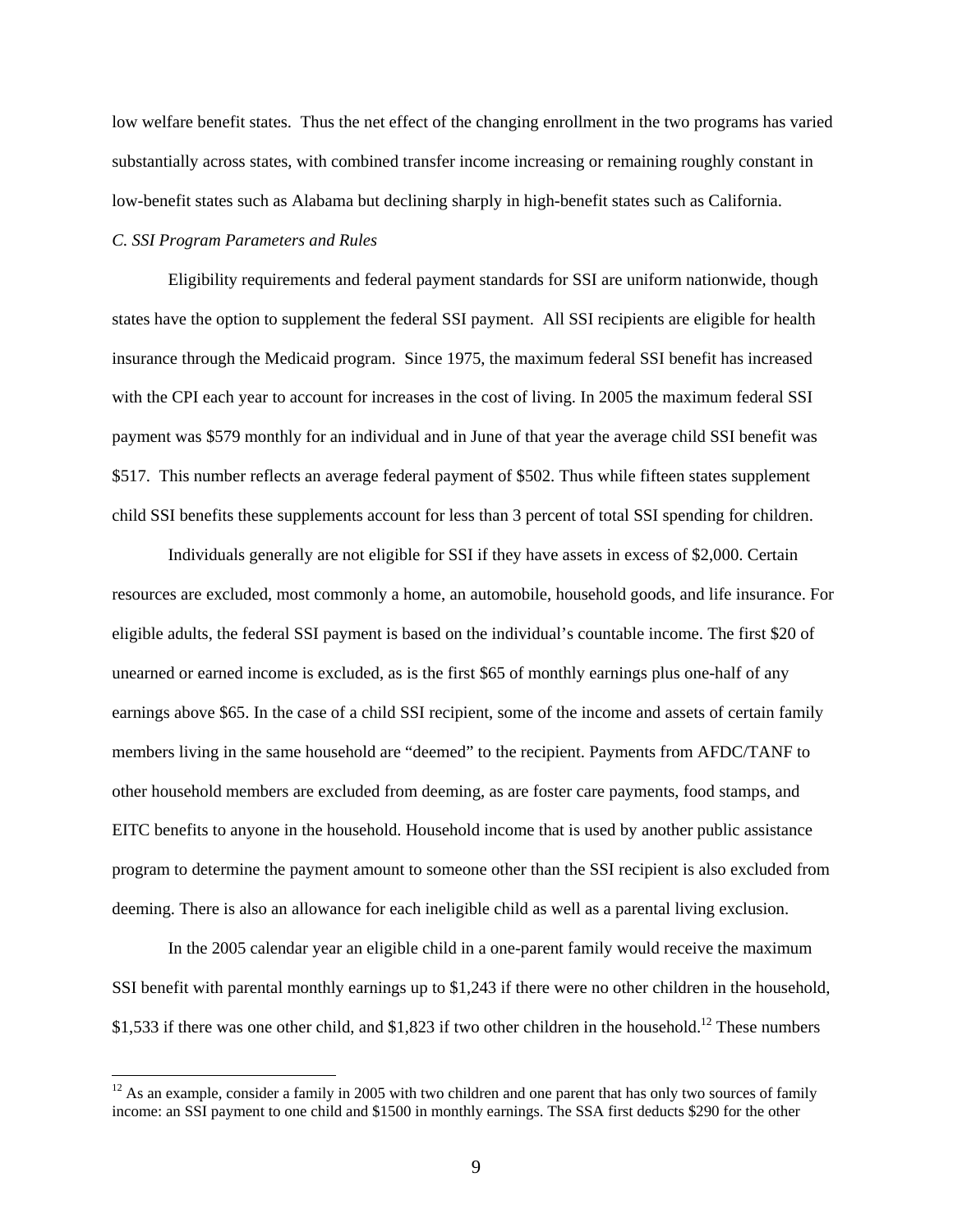low welfare benefit states. Thus the net effect of the changing enrollment in the two programs has varied substantially across states, with combined transfer income increasing or remaining roughly constant in low-benefit states such as Alabama but declining sharply in high-benefit states such as California.

*C. SSI Program Parameters and Rules*

Eligibility requirements and federal payment standards for SSI are uniform nationwide, though states have the option to supplement the federal SSI payment. All SSI recipients are eligible for health insurance through the Medicaid program. Since 1975, the maximum federal SSI benefit has increased with the CPI each year to account for increases in the cost of living. In 2005 the maximum federal SSI payment was $579 monthly for an individual and in June of that year the average child SSI benefit was $517. This number reflects an average federal payment of $502. Thus while fifteen states supplement child SSI benefits these supplements account for less than 3 percent of total SSI spending for children.

Individuals generally are not eligible for SSI if they have assets in excess of $2,000. Certain resources are excluded, most commonly a home, an automobile, household goods, and life insurance. For eligible adults, the federal SSI payment is based on the individual's countable income. The first $20 of unearned or earned income is excluded, as is the first $65 of monthly earnings plus one-half of any earnings above $65. In the case of a child SSI recipient, some of the income and assets of certain family members living in the same household are "deemed" to the recipient. Payments from AFDC/TANF to other household members are excluded from deeming, as are foster care payments, food stamps, and EITC benefits to anyone in the household. Household income that is used by another public assistance program to determine the payment amount to someone other than the SSI recipient is also excluded from deeming. There is also an allowance for each ineligible child as well as a parental living exclusion.

In the 2005 calendar year an eligible child in a one-parent family would receive the maximum SSI benefit with parental monthly earnings up to $1,243 if there were no other children in the household, $1,533 if there was one other child, and $1,823 if two other children in the household.[12] These numbers

[12] As an example, consider a family in 2005 with two children and one parent that has only two sources of family income: an SSI payment to one child and $1500 in monthly earnings. The SSA first deducts $290 for the other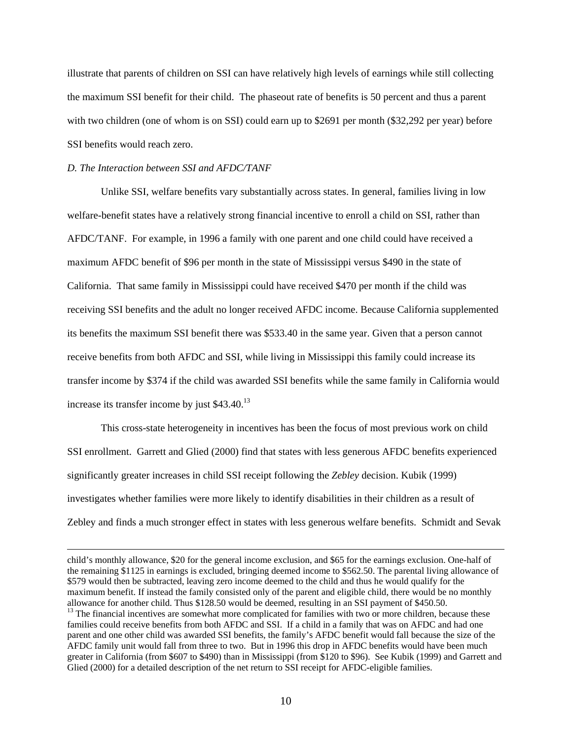illustrate that parents of children on SSI can have relatively high levels of earnings while still collecting the maximum SSI benefit for their child. The phaseout rate of benefits is 50 percent and thus a parent with two children (one of whom is on SSI) could earn up to $2691 per month ($32,292 per year) before SSI benefits would reach zero.

*D. The Interaction between SSI and AFDC/TANF*

Unlike SSI, welfare benefits vary substantially across states. In general, families living in low welfare-benefit states have a relatively strong financial incentive to enroll a child on SSI, rather than AFDC/TANF. For example, in 1996 a family with one parent and one child could have received a maximum AFDC benefit of $96 per month in the state of Mississippi versus $490 in the state of California. That same family in Mississippi could have received $470 per month if the child was receiving SSI benefits and the adult no longer received AFDC income. Because California supplemented its benefits the maximum SSI benefit there was $533.40 in the same year. Given that a person cannot receive benefits from both AFDC and SSI, while living in Mississippi this family could increase its transfer income by $374 if the child was awarded SSI benefits while the same family in California would increase its transfer income by just $43.40.[13]

This cross-state heterogeneity in incentives has been the focus of most previous work on child SSI enrollment. Garrett and Glied (2000) find that states with less generous AFDC benefits experienced significantly greater increases in child SSI receipt following the *Zebley* decision. Kubik (1999) investigates whether families were more likely to identify disabilities in their children as a result of Zebley and finds a much stronger effect in states with less generous welfare benefits. Schmidt and Sevak

---

child's monthly allowance, $20 for the general income exclusion, and $65 for the earnings exclusion. One-half of the remaining $1125 in earnings is excluded, bringing deemed income to $562.50. The parental living allowance of $579 would then be subtracted, leaving zero income deemed to the child and thus he would qualify for the maximum benefit. If instead the family consisted only of the parent and eligible child, there would be no monthly allowance for another child. Thus $128.50 would be deemed, resulting in an SSI payment of $450.50.

[13] The financial incentives are somewhat more complicated for families with two or more children, because these families could receive benefits from both AFDC and SSI. If a child in a family that was on AFDC and had one parent and one other child was awarded SSI benefits, the family's AFDC benefit would fall because the size of the AFDC family unit would fall from three to two. But in 1996 this drop in AFDC benefits would have been much greater in California (from $607 to $490) than in Mississippi (from $120 to $96). See Kubik (1999) and Garrett and Glied (2000) for a detailed description of the net return to SSI receipt for AFDC-eligible families.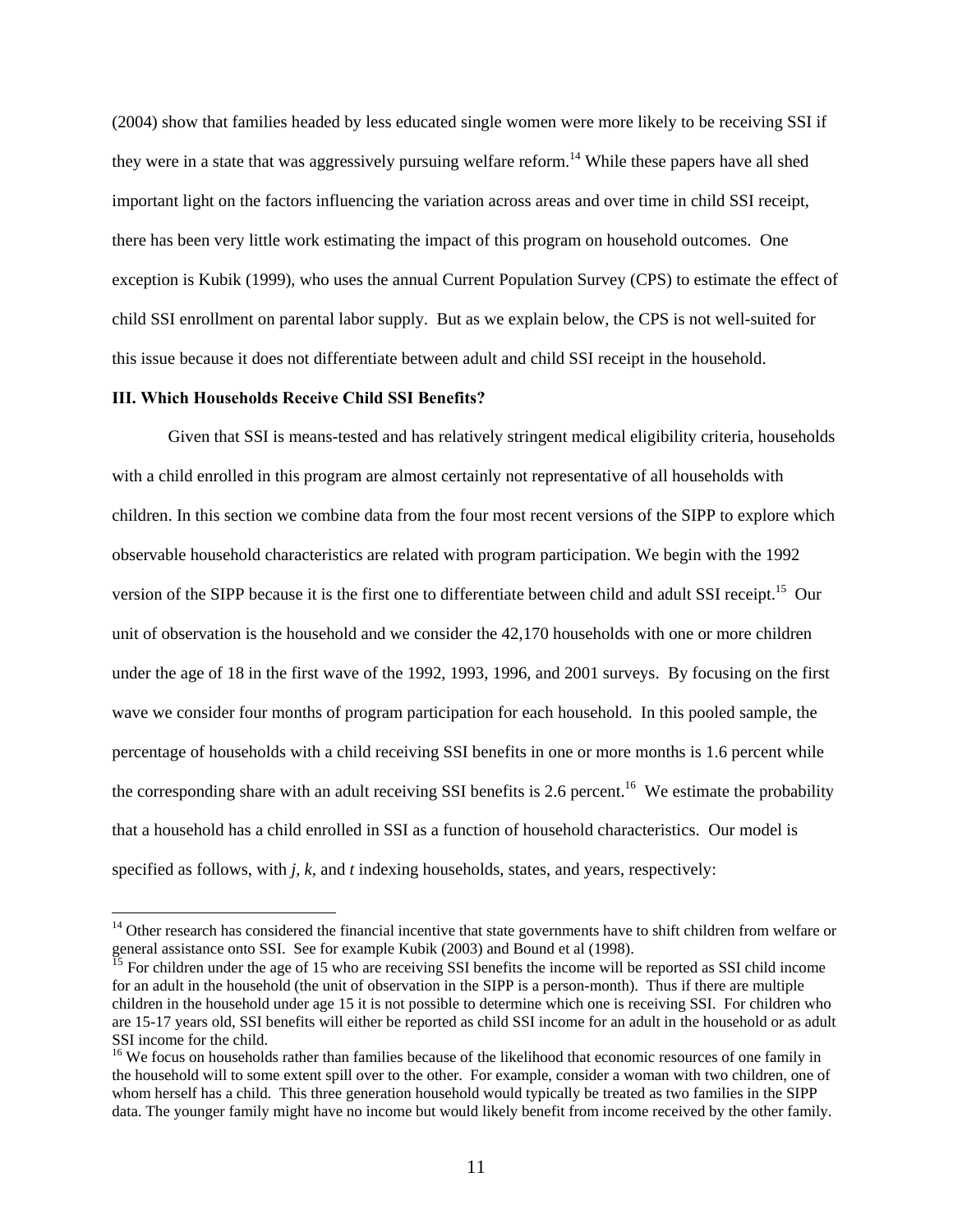(2004) show that families headed by less educated single women were more likely to be receiving SSI if they were in a state that was aggressively pursuing welfare reform.[14] While these papers have all shed important light on the factors influencing the variation across areas and over time in child SSI receipt, there has been very little work estimating the impact of this program on household outcomes. One exception is Kubik (1999), who uses the annual Current Population Survey (CPS) to estimate the effect of child SSI enrollment on parental labor supply. But as we explain below, the CPS is not well-suited for this issue because it does not differentiate between adult and child SSI receipt in the household.

### III. Which Households Receive Child SSI Benefits?

Given that SSI is means-tested and has relatively stringent medical eligibility criteria, households with a child enrolled in this program are almost certainly not representative of all households with children. In this section we combine data from the four most recent versions of the SIPP to explore which observable household characteristics are related with program participation. We begin with the 1992 version of the SIPP because it is the first one to differentiate between child and adult SSI receipt.[15] Our unit of observation is the household and we consider the 42,170 households with one or more children under the age of 18 in the first wave of the 1992, 1993, 1996, and 2001 surveys. By focusing on the first wave we consider four months of program participation for each household. In this pooled sample, the percentage of households with a child receiving SSI benefits in one or more months is 1.6 percent while the corresponding share with an adult receiving SSI benefits is 2.6 percent.[16] We estimate the probability that a household has a child enrolled in SSI as a function of household characteristics. Our model is specified as follows, with $j$, $k$, and $t$ indexing households, states, and years, respectively:

---

[14] Other research has considered the financial incentive that state governments have to shift children from welfare or general assistance onto SSI. See for example Kubik (2003) and Bound et al (1998).

[15] For children under the age of 15 who are receiving SSI benefits the income will be reported as SSI child income for an adult in the household (the unit of observation in the SIPP is a person-month). Thus if there are multiple children in the household under age 15 it is not possible to determine which one is receiving SSI. For children who are 15-17 years old, SSI benefits will either be reported as child SSI income for an adult in the household or as adult SSI income for the child.

[16] We focus on households rather than families because of the likelihood that economic resources of one family in the household will to some extent spill over to the other. For example, consider a woman with two children, one of whom herself has a child. This three generation household would typically be treated as two families in the SIPP data. The younger family might have no income but would likely benefit from income received by the other family.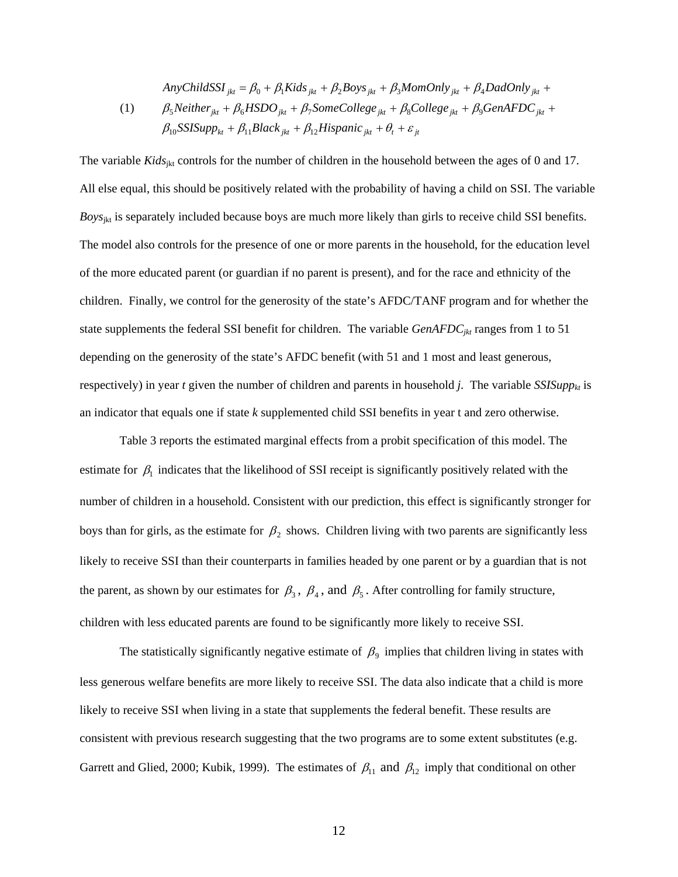$$
\begin{aligned}
(1) \qquad & AnyChildSSI_{jkt} = \beta_0 + \beta_1 Kids_{jkt} + \beta_2 Boys_{jkt} + \beta_3 MomOnly_{jkt} + \beta_4 DadOnly_{jkt} + \\
& \beta_5 Neither_{jkt} + \beta_6 HSDO_{jkt} + \beta_7 SomeCollege_{jkt} + \beta_8 College_{jkt} + \beta_9 GenAFDC_{jkt} + \\
& \beta_{10} SSISupp_{kt} + \beta_{11} Black_{jkt} + \beta_{12} Hispanic_{jkt} + \theta_t + \varepsilon_{jt}
\end{aligned}
$$

The variable $Kids_{jkt}$ controls for the number of children in the household between the ages of 0 and 17. All else equal, this should be positively related with the probability of having a child on SSI. The variable $Boys_{jkt}$ is separately included because boys are much more likely than girls to receive child SSI benefits. The model also controls for the presence of one or more parents in the household, for the education level of the more educated parent (or guardian if no parent is present), and for the race and ethnicity of the children. Finally, we control for the generosity of the state's AFDC/TANF program and for whether the state supplements the federal SSI benefit for children. The variable $GenAFDC_{jkt}$ ranges from 1 to 51 depending on the generosity of the state's AFDC benefit (with 51 and 1 most and least generous, respectively) in year *t* given the number of children and parents in household *j*. The variable $SSISupp_{kt}$ is an indicator that equals one if state *k* supplemented child SSI benefits in year t and zero otherwise.

Table 3 reports the estimated marginal effects from a probit specification of this model. The estimate for $\beta_1$ indicates that the likelihood of SSI receipt is significantly positively related with the number of children in a household. Consistent with our prediction, this effect is significantly stronger for boys than for girls, as the estimate for $\beta_2$ shows. Children living with two parents are significantly less likely to receive SSI than their counterparts in families headed by one parent or by a guardian that is not the parent, as shown by our estimates for $\beta_3$, $\beta_4$, and $\beta_5$. After controlling for family structure, children with less educated parents are found to be significantly more likely to receive SSI.

The statistically significantly negative estimate of $\beta_9$ implies that children living in states with less generous welfare benefits are more likely to receive SSI. The data also indicate that a child is more likely to receive SSI when living in a state that supplements the federal benefit. These results are consistent with previous research suggesting that the two programs are to some extent substitutes (e.g. Garrett and Glied, 2000; Kubik, 1999). The estimates of $\beta_{11}$ and $\beta_{12}$ imply that conditional on other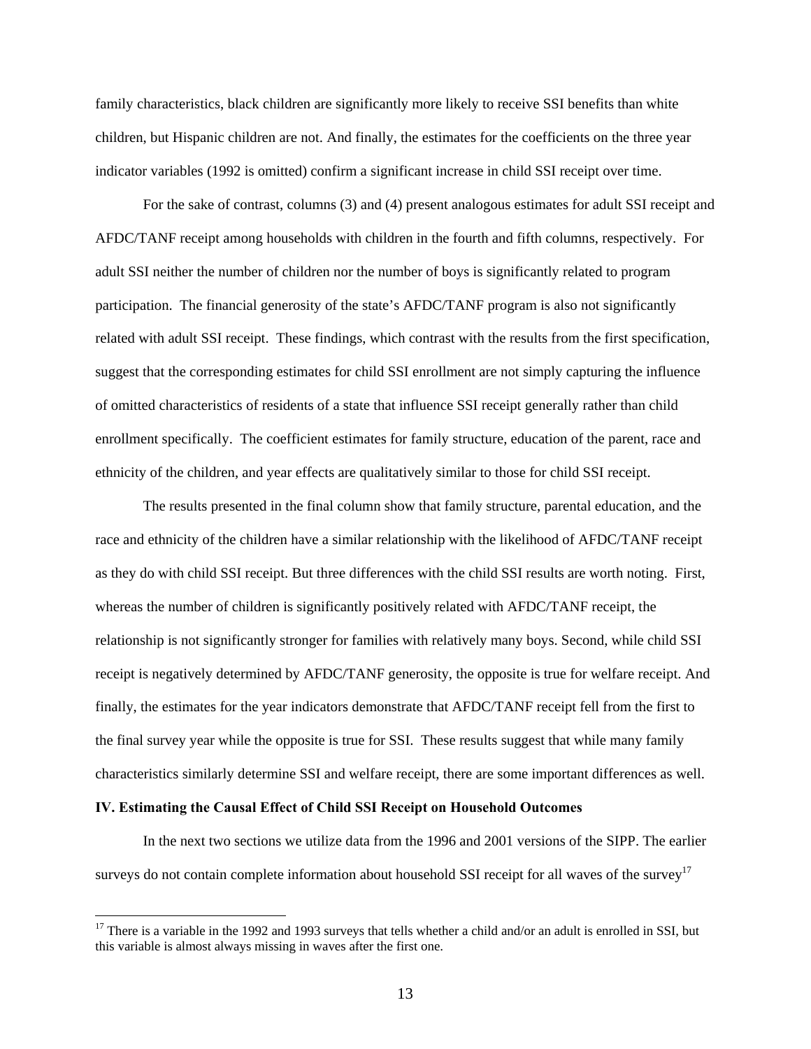family characteristics, black children are significantly more likely to receive SSI benefits than white children, but Hispanic children are not. And finally, the estimates for the coefficients on the three year indicator variables (1992 is omitted) confirm a significant increase in child SSI receipt over time.

For the sake of contrast, columns (3) and (4) present analogous estimates for adult SSI receipt and AFDC/TANF receipt among households with children in the fourth and fifth columns, respectively. For adult SSI neither the number of children nor the number of boys is significantly related to program participation. The financial generosity of the state's AFDC/TANF program is also not significantly related with adult SSI receipt. These findings, which contrast with the results from the first specification, suggest that the corresponding estimates for child SSI enrollment are not simply capturing the influence of omitted characteristics of residents of a state that influence SSI receipt generally rather than child enrollment specifically. The coefficient estimates for family structure, education of the parent, race and ethnicity of the children, and year effects are qualitatively similar to those for child SSI receipt.

The results presented in the final column show that family structure, parental education, and the race and ethnicity of the children have a similar relationship with the likelihood of AFDC/TANF receipt as they do with child SSI receipt. But three differences with the child SSI results are worth noting. First, whereas the number of children is significantly positively related with AFDC/TANF receipt, the relationship is not significantly stronger for families with relatively many boys. Second, while child SSI receipt is negatively determined by AFDC/TANF generosity, the opposite is true for welfare receipt. And finally, the estimates for the year indicators demonstrate that AFDC/TANF receipt fell from the first to the final survey year while the opposite is true for SSI. These results suggest that while many family characteristics similarly determine SSI and welfare receipt, there are some important differences as well.

**IV. Estimating the Causal Effect of Child SSI Receipt on Household Outcomes**

In the next two sections we utilize data from the 1996 and 2001 versions of the SIPP. The earlier surveys do not contain complete information about household SSI receipt for all waves of the survey[17]

[17] There is a variable in the 1992 and 1993 surveys that tells whether a child and/or an adult is enrolled in SSI, but this variable is almost always missing in waves after the first one.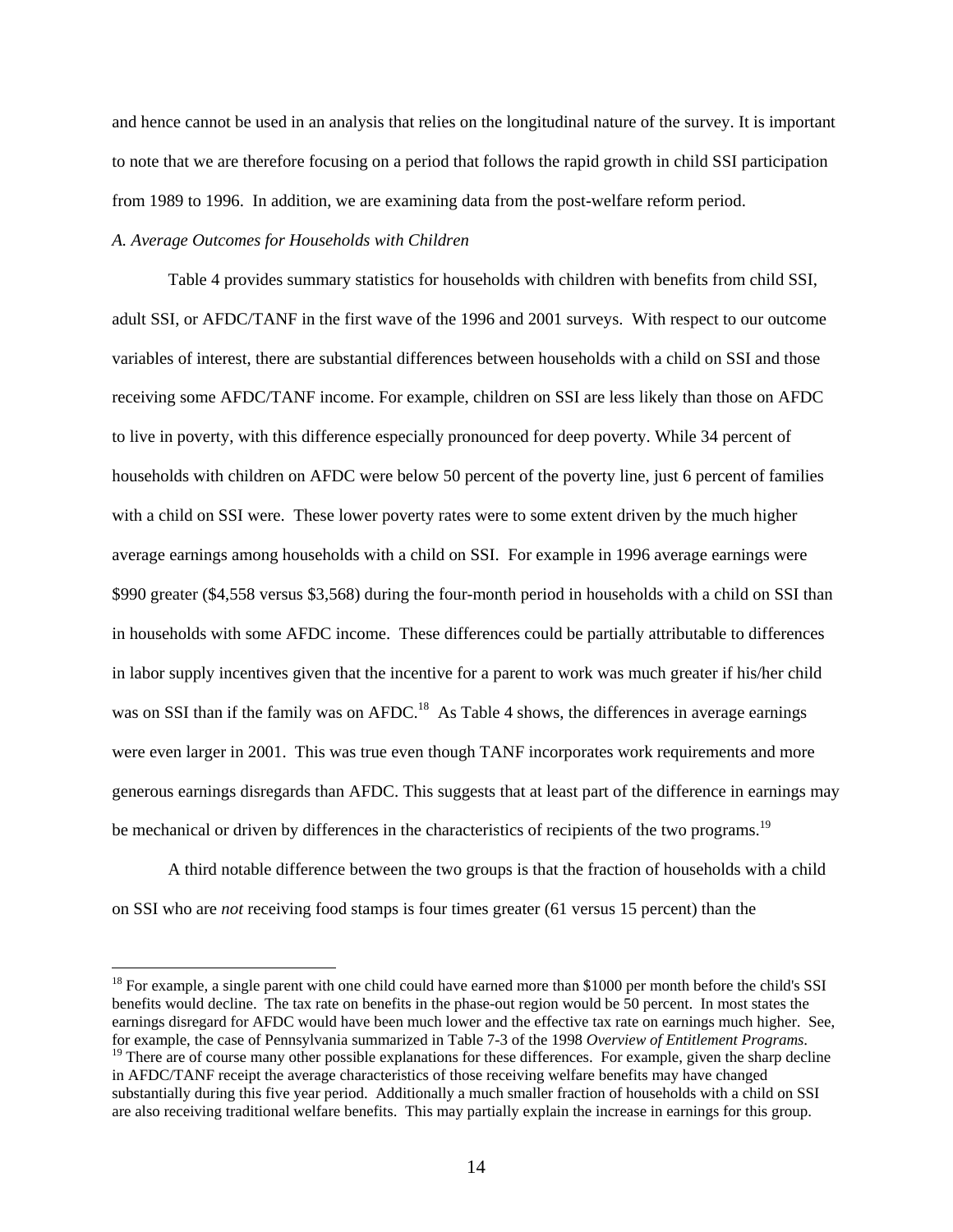and hence cannot be used in an analysis that relies on the longitudinal nature of the survey. It is important to note that we are therefore focusing on a period that follows the rapid growth in child SSI participation from 1989 to 1996. In addition, we are examining data from the post-welfare reform period.

*A. Average Outcomes for Households with Children*

Table 4 provides summary statistics for households with children with benefits from child SSI, adult SSI, or AFDC/TANF in the first wave of the 1996 and 2001 surveys. With respect to our outcome variables of interest, there are substantial differences between households with a child on SSI and those receiving some AFDC/TANF income. For example, children on SSI are less likely than those on AFDC to live in poverty, with this difference especially pronounced for deep poverty. While 34 percent of households with children on AFDC were below 50 percent of the poverty line, just 6 percent of families with a child on SSI were. These lower poverty rates were to some extent driven by the much higher average earnings among households with a child on SSI. For example in 1996 average earnings were $990 greater ($4,558 versus $3,568) during the four-month period in households with a child on SSI than in households with some AFDC income. These differences could be partially attributable to differences in labor supply incentives given that the incentive for a parent to work was much greater if his/her child was on SSI than if the family was on AFDC.[18] As Table 4 shows, the differences in average earnings were even larger in 2001. This was true even though TANF incorporates work requirements and more generous earnings disregards than AFDC. This suggests that at least part of the difference in earnings may be mechanical or driven by differences in the characteristics of recipients of the two programs.[19]

A third notable difference between the two groups is that the fraction of households with a child on SSI who are *not* receiving food stamps is four times greater (61 versus 15 percent) than the

[18] For example, a single parent with one child could have earned more than $1000 per month before the child's SSI benefits would decline. The tax rate on benefits in the phase-out region would be 50 percent. In most states the earnings disregard for AFDC would have been much lower and the effective tax rate on earnings much higher. See, for example, the case of Pennsylvania summarized in Table 7-3 of the 1998 *Overview of Entitlement Programs*.

[19] There are of course many other possible explanations for these differences. For example, given the sharp decline in AFDC/TANF receipt the average characteristics of those receiving welfare benefits may have changed substantially during this five year period. Additionally a much smaller fraction of households with a child on SSI are also receiving traditional welfare benefits. This may partially explain the increase in earnings for this group.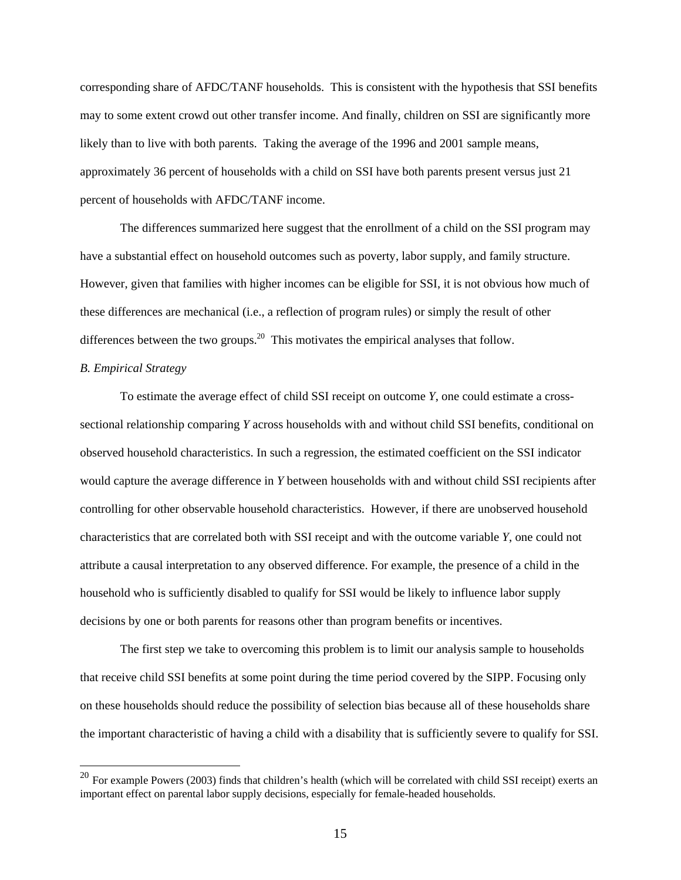corresponding share of AFDC/TANF households. This is consistent with the hypothesis that SSI benefits may to some extent crowd out other transfer income. And finally, children on SSI are significantly more likely than to live with both parents. Taking the average of the 1996 and 2001 sample means, approximately 36 percent of households with a child on SSI have both parents present versus just 21 percent of households with AFDC/TANF income.

The differences summarized here suggest that the enrollment of a child on the SSI program may have a substantial effect on household outcomes such as poverty, labor supply, and family structure. However, given that families with higher incomes can be eligible for SSI, it is not obvious how much of these differences are mechanical (i.e., a reflection of program rules) or simply the result of other differences between the two groups.[20] This motivates the empirical analyses that follow.

*B. Empirical Strategy*

To estimate the average effect of child SSI receipt on outcome *Y*, one could estimate a cross-sectional relationship comparing *Y* across households with and without child SSI benefits, conditional on observed household characteristics. In such a regression, the estimated coefficient on the SSI indicator would capture the average difference in *Y* between households with and without child SSI recipients after controlling for other observable household characteristics. However, if there are unobserved household characteristics that are correlated both with SSI receipt and with the outcome variable *Y*, one could not attribute a causal interpretation to any observed difference. For example, the presence of a child in the household who is sufficiently disabled to qualify for SSI would be likely to influence labor supply decisions by one or both parents for reasons other than program benefits or incentives.

The first step we take to overcoming this problem is to limit our analysis sample to households that receive child SSI benefits at some point during the time period covered by the SIPP. Focusing only on these households should reduce the possibility of selection bias because all of these households share the important characteristic of having a child with a disability that is sufficiently severe to qualify for SSI.

[20] For example Powers (2003) finds that children's health (which will be correlated with child SSI receipt) exerts an important effect on parental labor supply decisions, especially for female-headed households.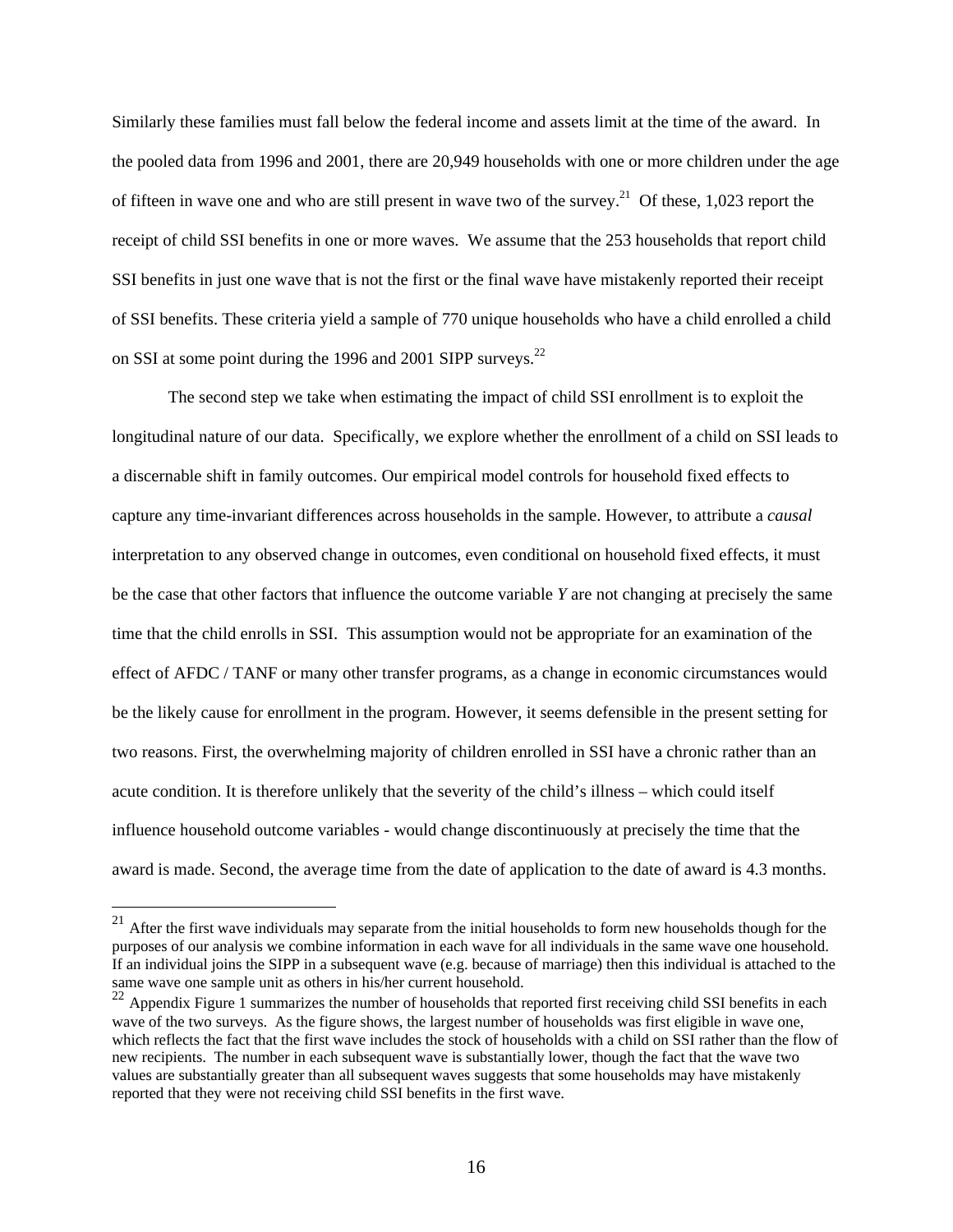Similarly these families must fall below the federal income and assets limit at the time of the award. In the pooled data from 1996 and 2001, there are 20,949 households with one or more children under the age of fifteen in wave one and who are still present in wave two of the survey.[21] Of these, 1,023 report the receipt of child SSI benefits in one or more waves. We assume that the 253 households that report child SSI benefits in just one wave that is not the first or the final wave have mistakenly reported their receipt of SSI benefits. These criteria yield a sample of 770 unique households who have a child enrolled a child on SSI at some point during the 1996 and 2001 SIPP surveys.[22]

The second step we take when estimating the impact of child SSI enrollment is to exploit the longitudinal nature of our data. Specifically, we explore whether the enrollment of a child on SSI leads to a discernable shift in family outcomes. Our empirical model controls for household fixed effects to capture any time-invariant differences across households in the sample. However, to attribute a *causal* interpretation to any observed change in outcomes, even conditional on household fixed effects, it must be the case that other factors that influence the outcome variable $Y$ are not changing at precisely the same time that the child enrolls in SSI. This assumption would not be appropriate for an examination of the effect of AFDC / TANF or many other transfer programs, as a change in economic circumstances would be the likely cause for enrollment in the program. However, it seems defensible in the present setting for two reasons. First, the overwhelming majority of children enrolled in SSI have a chronic rather than an acute condition. It is therefore unlikely that the severity of the child's illness – which could itself influence household outcome variables - would change discontinuously at precisely the time that the award is made. Second, the average time from the date of application to the date of award is 4.3 months.

[21] After the first wave individuals may separate from the initial households to form new households though for the purposes of our analysis we combine information in each wave for all individuals in the same wave one household. If an individual joins the SIPP in a subsequent wave (e.g. because of marriage) then this individual is attached to the same wave one sample unit as others in his/her current household.

[22] Appendix Figure 1 summarizes the number of households that reported first receiving child SSI benefits in each wave of the two surveys. As the figure shows, the largest number of households was first eligible in wave one, which reflects the fact that the first wave includes the stock of households with a child on SSI rather than the flow of new recipients. The number in each subsequent wave is substantially lower, though the fact that the wave two values are substantially greater than all subsequent waves suggests that some households may have mistakenly reported that they were not receiving child SSI benefits in the first wave.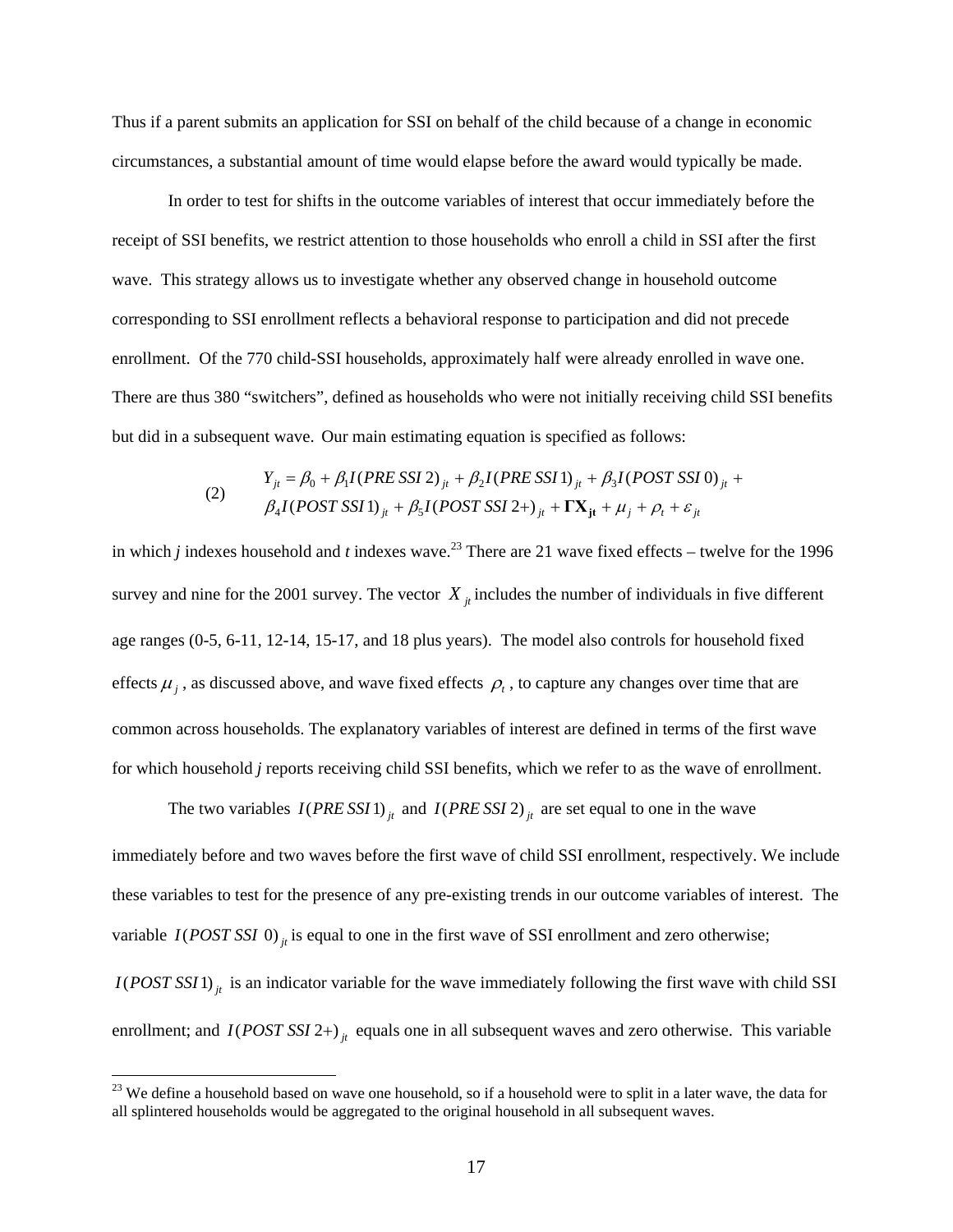Thus if a parent submits an application for SSI on behalf of the child because of a change in economic circumstances, a substantial amount of time would elapse before the award would typically be made.

In order to test for shifts in the outcome variables of interest that occur immediately before the receipt of SSI benefits, we restrict attention to those households who enroll a child in SSI after the first wave. This strategy allows us to investigate whether any observed change in household outcome corresponding to SSI enrollment reflects a behavioral response to participation and did not precede enrollment. Of the 770 child-SSI households, approximately half were already enrolled in wave one. There are thus 380 "switchers", defined as households who were not initially receiving child SSI benefits but did in a subsequent wave. Our main estimating equation is specified as follows:

$$
\begin{aligned}
(2) \qquad Y_{jt} = {} & \beta_0 + \beta_1 I(PRE\ SSI\ 2)_{jt} + \beta_2 I(PRE\ SSI\ 1)_{jt} + \beta_3 I(POST\ SSI\ 0)_{jt} + \\
& \beta_4 I(POST\ SSI\ 1)_{jt} + \beta_5 I(POST\ SSI\ 2+)_{jt} + \mathbf{\Gamma X_{jt}} + \mu_j + \rho_t + \varepsilon_{jt}
\end{aligned}
$$

in which *j* indexes household and *t* indexes wave.[23] There are 21 wave fixed effects – twelve for the 1996 survey and nine for the 2001 survey. The vector $X_{jt}$ includes the number of individuals in five different age ranges (0-5, 6-11, 12-14, 15-17, and 18 plus years). The model also controls for household fixed effects $\mu_j$, as discussed above, and wave fixed effects $\rho_t$, to capture any changes over time that are common across households. The explanatory variables of interest are defined in terms of the first wave for which household *j* reports receiving child SSI benefits, which we refer to as the wave of enrollment.

The two variables $I(PRE\ SSI\ 1)_{jt}$ and $I(PRE\ SSI\ 2)_{jt}$ are set equal to one in the wave immediately before and two waves before the first wave of child SSI enrollment, respectively. We include these variables to test for the presence of any pre-existing trends in our outcome variables of interest. The variable $I(POST\ SSI\ 0)_{jt}$ is equal to one in the first wave of SSI enrollment and zero otherwise; $I(POST\ SSI\ 1)_{jt}$ is an indicator variable for the wave immediately following the first wave with child SSI enrollment; and $I(POST\ SSI\ 2+)_{jt}$ equals one in all subsequent waves and zero otherwise. This variable

[23] We define a household based on wave one household, so if a household were to split in a later wave, the data for all splintered households would be aggregated to the original household in all subsequent waves.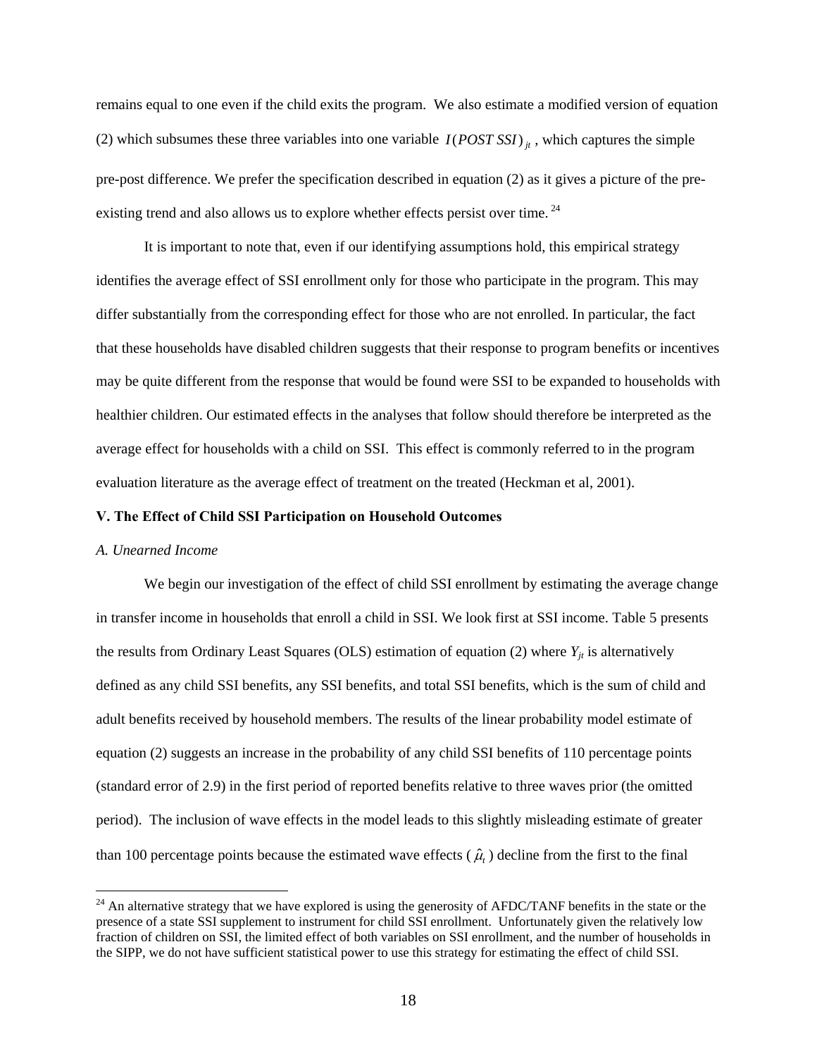remains equal to one even if the child exits the program. We also estimate a modified version of equation (2) which subsumes these three variables into one variable $I(POST\ SSI)_{jt}$, which captures the simple pre-post difference. We prefer the specification described in equation (2) as it gives a picture of the pre-existing trend and also allows us to explore whether effects persist over time.[24]

It is important to note that, even if our identifying assumptions hold, this empirical strategy identifies the average effect of SSI enrollment only for those who participate in the program. This may differ substantially from the corresponding effect for those who are not enrolled. In particular, the fact that these households have disabled children suggests that their response to program benefits or incentives may be quite different from the response that would be found were SSI to be expanded to households with healthier children. Our estimated effects in the analyses that follow should therefore be interpreted as the average effect for households with a child on SSI. This effect is commonly referred to in the program evaluation literature as the average effect of treatment on the treated (Heckman et al, 2001).

## V. The Effect of Child SSI Participation on Household Outcomes

### *A. Unearned Income*

We begin our investigation of the effect of child SSI enrollment by estimating the average change in transfer income in households that enroll a child in SSI. We look first at SSI income. Table 5 presents the results from Ordinary Least Squares (OLS) estimation of equation (2) where $Y_{jt}$ is alternatively defined as any child SSI benefits, any SSI benefits, and total SSI benefits, which is the sum of child and adult benefits received by household members. The results of the linear probability model estimate of equation (2) suggests an increase in the probability of any child SSI benefits of 110 percentage points (standard error of 2.9) in the first period of reported benefits relative to three waves prior (the omitted period). The inclusion of wave effects in the model leads to this slightly misleading estimate of greater than 100 percentage points because the estimated wave effects ($\hat{\mu}_t$) decline from the first to the final

[24] An alternative strategy that we have explored is using the generosity of AFDC/TANF benefits in the state or the presence of a state SSI supplement to instrument for child SSI enrollment. Unfortunately given the relatively low fraction of children on SSI, the limited effect of both variables on SSI enrollment, and the number of households in the SIPP, we do not have sufficient statistical power to use this strategy for estimating the effect of child SSI.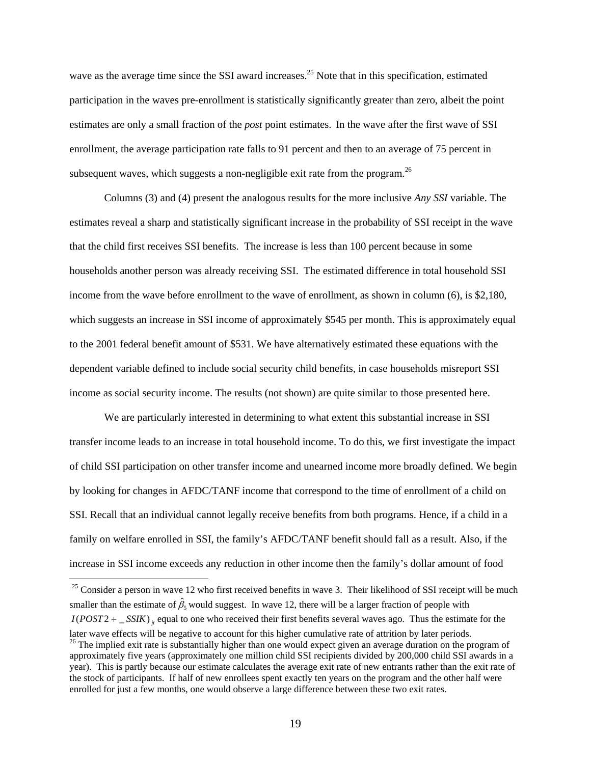wave as the average time since the SSI award increases.[25] Note that in this specification, estimated participation in the waves pre-enrollment is statistically significantly greater than zero, albeit the point estimates are only a small fraction of the *post* point estimates. In the wave after the first wave of SSI enrollment, the average participation rate falls to 91 percent and then to an average of 75 percent in subsequent waves, which suggests a non-negligible exit rate from the program.[26]

Columns (3) and (4) present the analogous results for the more inclusive *Any SSI* variable. The estimates reveal a sharp and statistically significant increase in the probability of SSI receipt in the wave that the child first receives SSI benefits. The increase is less than 100 percent because in some households another person was already receiving SSI. The estimated difference in total household SSI income from the wave before enrollment to the wave of enrollment, as shown in column (6), is $2,180, which suggests an increase in SSI income of approximately $545 per month. This is approximately equal to the 2001 federal benefit amount of $531. We have alternatively estimated these equations with the dependent variable defined to include social security child benefits, in case households misreport SSI income as social security income. The results (not shown) are quite similar to those presented here.

We are particularly interested in determining to what extent this substantial increase in SSI transfer income leads to an increase in total household income. To do this, we first investigate the impact of child SSI participation on other transfer income and unearned income more broadly defined. We begin by looking for changes in AFDC/TANF income that correspond to the time of enrollment of a child on SSI. Recall that an individual cannot legally receive benefits from both programs. Hence, if a child in a family on welfare enrolled in SSI, the family's AFDC/TANF benefit should fall as a result. Also, if the increase in SSI income exceeds any reduction in other income then the family's dollar amount of food

---

[25] Consider a person in wave 12 who first received benefits in wave 3. Their likelihood of SSI receipt will be much smaller than the estimate of $\hat{\beta}_5$ would suggest. In wave 12, there will be a larger fraction of people with $I(POST2+\_SSIK)_{jt}$ equal to one who received their first benefits several waves ago. Thus the estimate for the later wave effects will be negative to account for this higher cumulative rate of attrition by later periods.

[26] The implied exit rate is substantially higher than one would expect given an average duration on the program of approximately five years (approximately one million child SSI recipients divided by 200,000 child SSI awards in a year). This is partly because our estimate calculates the average exit rate of new entrants rather than the exit rate of the stock of participants. If half of new enrollees spent exactly ten years on the program and the other half were enrolled for just a few months, one would observe a large difference between these two exit rates.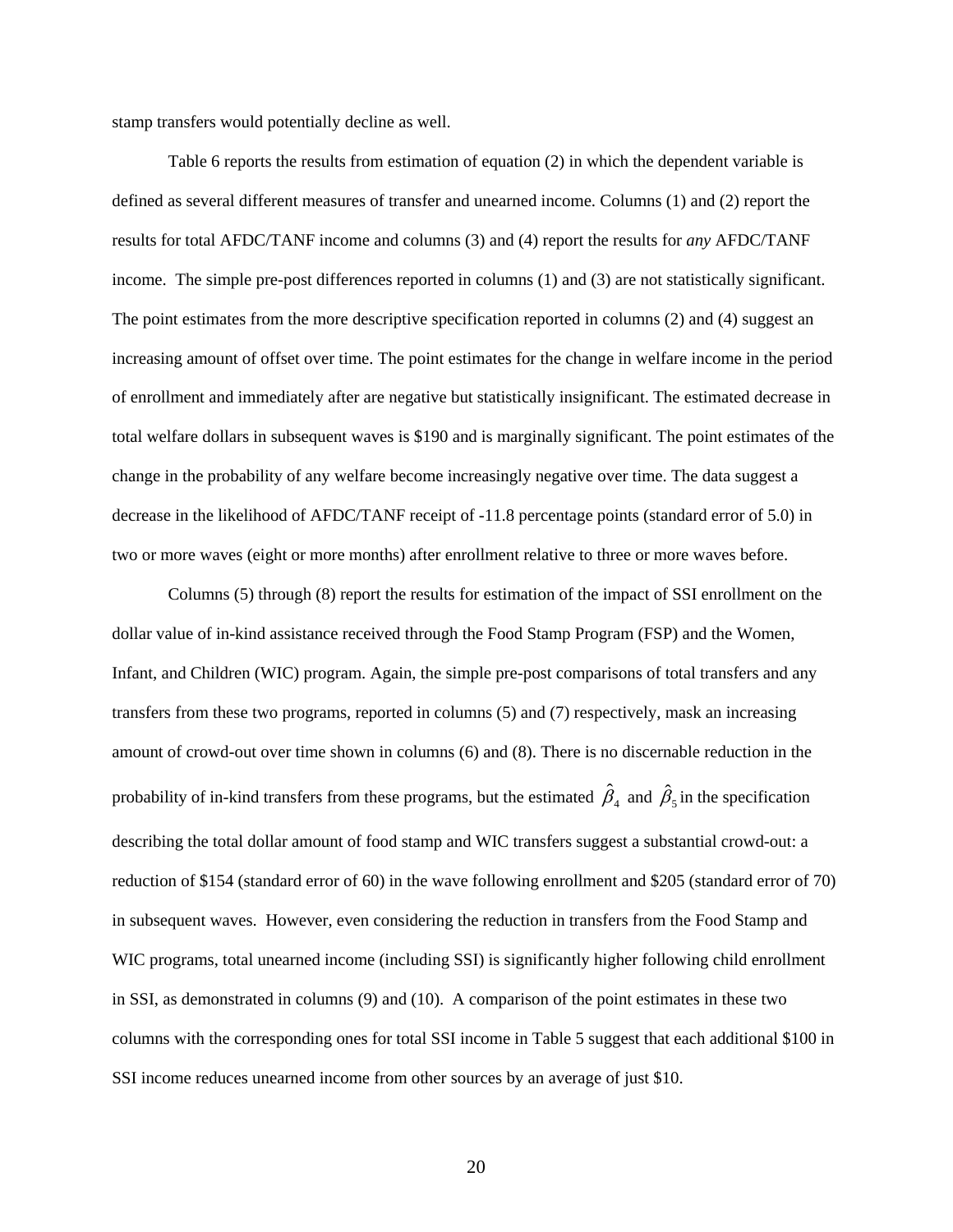stamp transfers would potentially decline as well.

Table 6 reports the results from estimation of equation (2) in which the dependent variable is defined as several different measures of transfer and unearned income. Columns (1) and (2) report the results for total AFDC/TANF income and columns (3) and (4) report the results for *any* AFDC/TANF income. The simple pre-post differences reported in columns (1) and (3) are not statistically significant. The point estimates from the more descriptive specification reported in columns (2) and (4) suggest an increasing amount of offset over time. The point estimates for the change in welfare income in the period of enrollment and immediately after are negative but statistically insignificant. The estimated decrease in total welfare dollars in subsequent waves is $190 and is marginally significant. The point estimates of the change in the probability of any welfare become increasingly negative over time. The data suggest a decrease in the likelihood of AFDC/TANF receipt of -11.8 percentage points (standard error of 5.0) in two or more waves (eight or more months) after enrollment relative to three or more waves before.

Columns (5) through (8) report the results for estimation of the impact of SSI enrollment on the dollar value of in-kind assistance received through the Food Stamp Program (FSP) and the Women, Infant, and Children (WIC) program. Again, the simple pre-post comparisons of total transfers and any transfers from these two programs, reported in columns (5) and (7) respectively, mask an increasing amount of crowd-out over time shown in columns (6) and (8). There is no discernable reduction in the probability of in-kind transfers from these programs, but the estimated $\hat{\beta}_4$ and $\hat{\beta}_5$ in the specification describing the total dollar amount of food stamp and WIC transfers suggest a substantial crowd-out: a reduction of $154 (standard error of 60) in the wave following enrollment and $205 (standard error of 70) in subsequent waves. However, even considering the reduction in transfers from the Food Stamp and WIC programs, total unearned income (including SSI) is significantly higher following child enrollment in SSI, as demonstrated in columns (9) and (10). A comparison of the point estimates in these two columns with the corresponding ones for total SSI income in Table 5 suggest that each additional $100 in SSI income reduces unearned income from other sources by an average of just $10.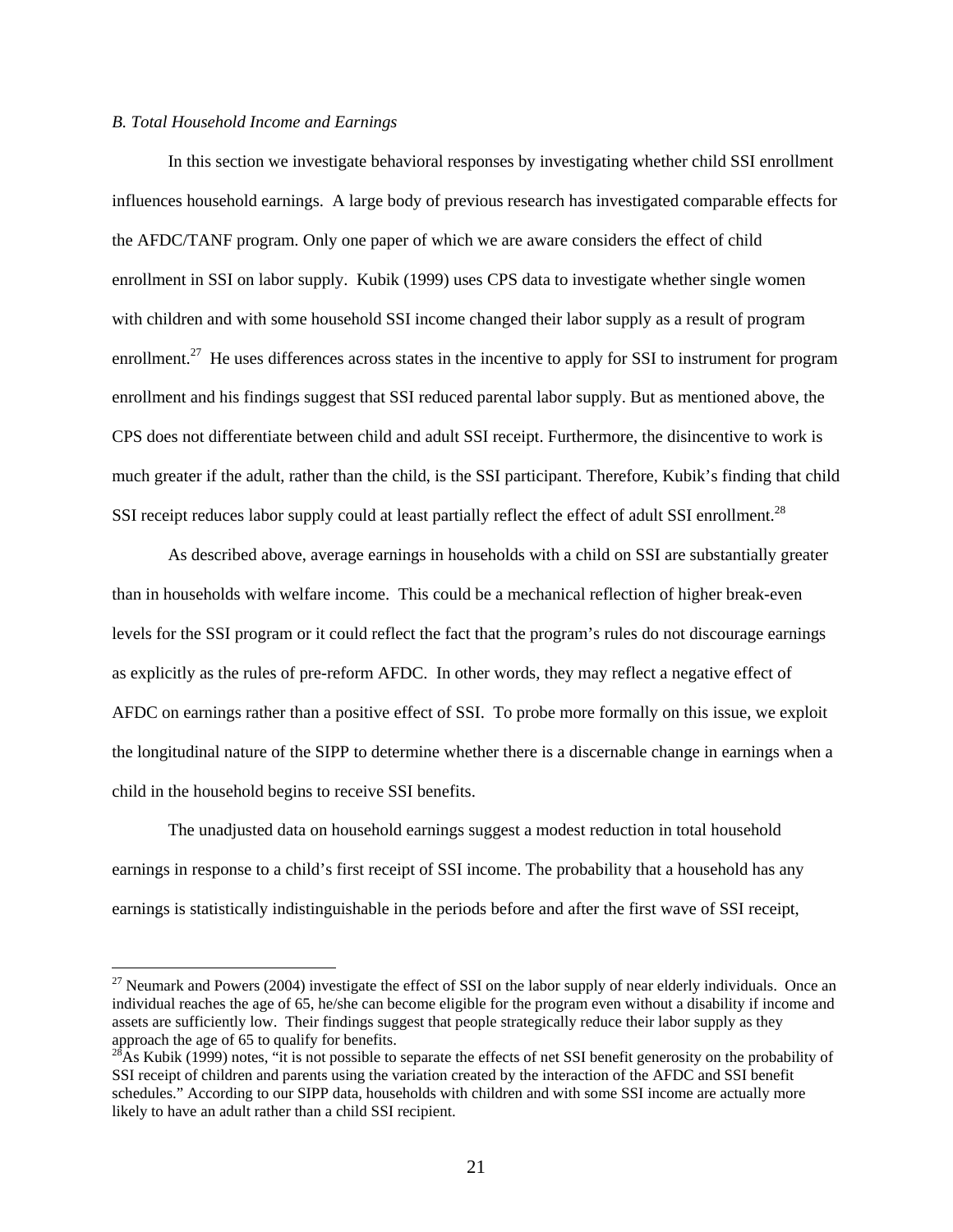*B. Total Household Income and Earnings*

In this section we investigate behavioral responses by investigating whether child SSI enrollment influences household earnings. A large body of previous research has investigated comparable effects for the AFDC/TANF program. Only one paper of which we are aware considers the effect of child enrollment in SSI on labor supply. Kubik (1999) uses CPS data to investigate whether single women with children and with some household SSI income changed their labor supply as a result of program enrollment.[27] He uses differences across states in the incentive to apply for SSI to instrument for program enrollment and his findings suggest that SSI reduced parental labor supply. But as mentioned above, the CPS does not differentiate between child and adult SSI receipt. Furthermore, the disincentive to work is much greater if the adult, rather than the child, is the SSI participant. Therefore, Kubik's finding that child SSI receipt reduces labor supply could at least partially reflect the effect of adult SSI enrollment.[28]

As described above, average earnings in households with a child on SSI are substantially greater than in households with welfare income. This could be a mechanical reflection of higher break-even levels for the SSI program or it could reflect the fact that the program's rules do not discourage earnings as explicitly as the rules of pre-reform AFDC. In other words, they may reflect a negative effect of AFDC on earnings rather than a positive effect of SSI. To probe more formally on this issue, we exploit the longitudinal nature of the SIPP to determine whether there is a discernable change in earnings when a child in the household begins to receive SSI benefits.

The unadjusted data on household earnings suggest a modest reduction in total household earnings in response to a child's first receipt of SSI income. The probability that a household has any earnings is statistically indistinguishable in the periods before and after the first wave of SSI receipt,

---

[27] Neumark and Powers (2004) investigate the effect of SSI on the labor supply of near elderly individuals. Once an individual reaches the age of 65, he/she can become eligible for the program even without a disability if income and assets are sufficiently low. Their findings suggest that people strategically reduce their labor supply as they approach the age of 65 to qualify for benefits.

[28] As Kubik (1999) notes, "it is not possible to separate the effects of net SSI benefit generosity on the probability of SSI receipt of children and parents using the variation created by the interaction of the AFDC and SSI benefit schedules." According to our SIPP data, households with children and with some SSI income are actually more likely to have an adult rather than a child SSI recipient.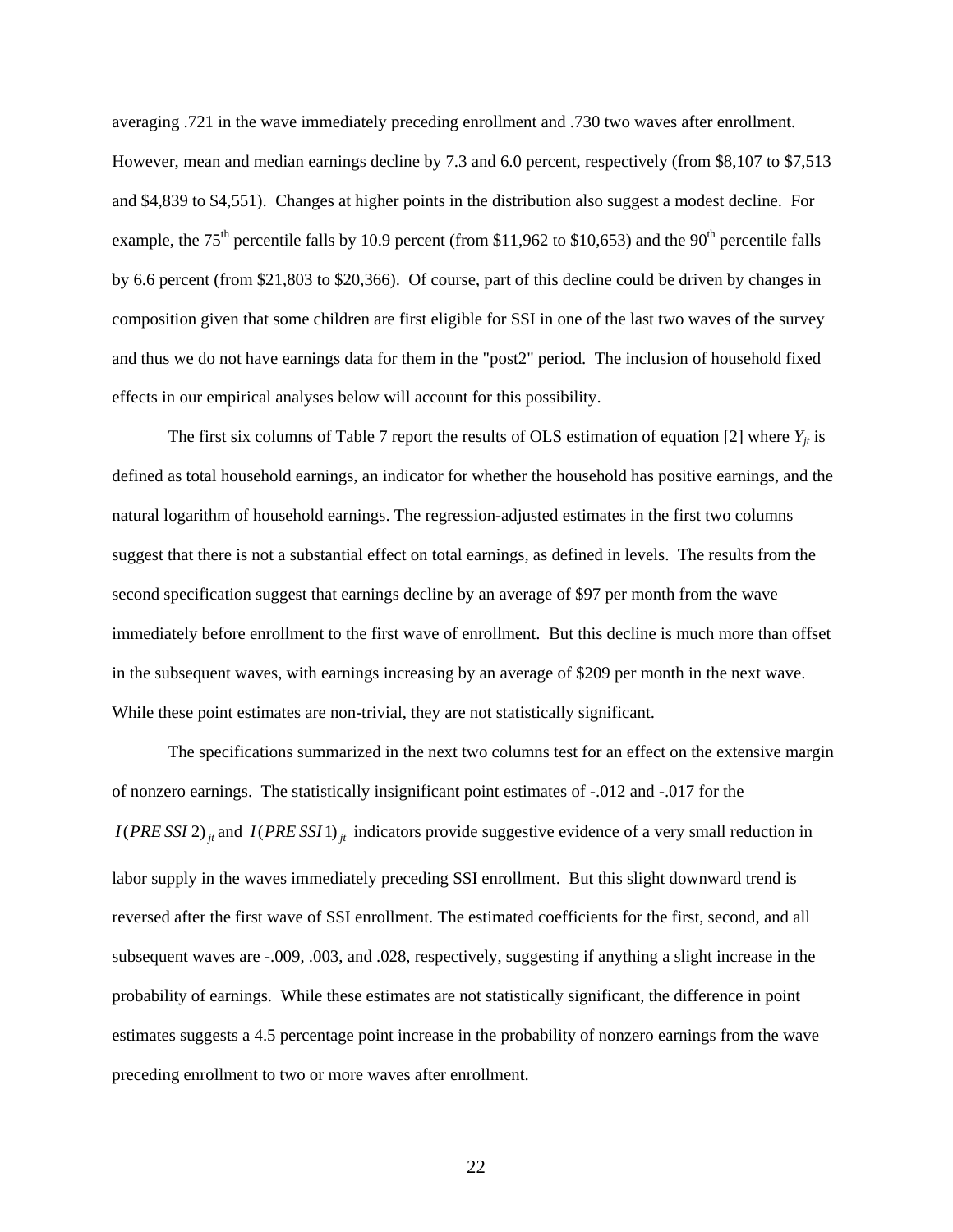averaging .721 in the wave immediately preceding enrollment and .730 two waves after enrollment. However, mean and median earnings decline by 7.3 and 6.0 percent, respectively (from $8,107 to $7,513 and $4,839 to $4,551). Changes at higher points in the distribution also suggest a modest decline. For example, the 75th percentile falls by 10.9 percent (from $11,962 to $10,653) and the 90th percentile falls by 6.6 percent (from $21,803 to $20,366). Of course, part of this decline could be driven by changes in composition given that some children are first eligible for SSI in one of the last two waves of the survey and thus we do not have earnings data for them in the "post2" period. The inclusion of household fixed effects in our empirical analyses below will account for this possibility.

The first six columns of Table 7 report the results of OLS estimation of equation [2] where $Y_{jt}$ is defined as total household earnings, an indicator for whether the household has positive earnings, and the natural logarithm of household earnings. The regression-adjusted estimates in the first two columns suggest that there is not a substantial effect on total earnings, as defined in levels. The results from the second specification suggest that earnings decline by an average of $97 per month from the wave immediately before enrollment to the first wave of enrollment. But this decline is much more than offset in the subsequent waves, with earnings increasing by an average of $209 per month in the next wave. While these point estimates are non-trivial, they are not statistically significant.

The specifications summarized in the next two columns test for an effect on the extensive margin of nonzero earnings. The statistically insignificant point estimates of -.012 and -.017 for the $I(PRE\,SSI\,2)_{jt}$ and $I(PRE\,SSI\,1)_{jt}$ indicators provide suggestive evidence of a very small reduction in labor supply in the waves immediately preceding SSI enrollment. But this slight downward trend is reversed after the first wave of SSI enrollment. The estimated coefficients for the first, second, and all subsequent waves are -.009, .003, and .028, respectively, suggesting if anything a slight increase in the probability of earnings. While these estimates are not statistically significant, the difference in point estimates suggests a 4.5 percentage point increase in the probability of nonzero earnings from the wave preceding enrollment to two or more waves after enrollment.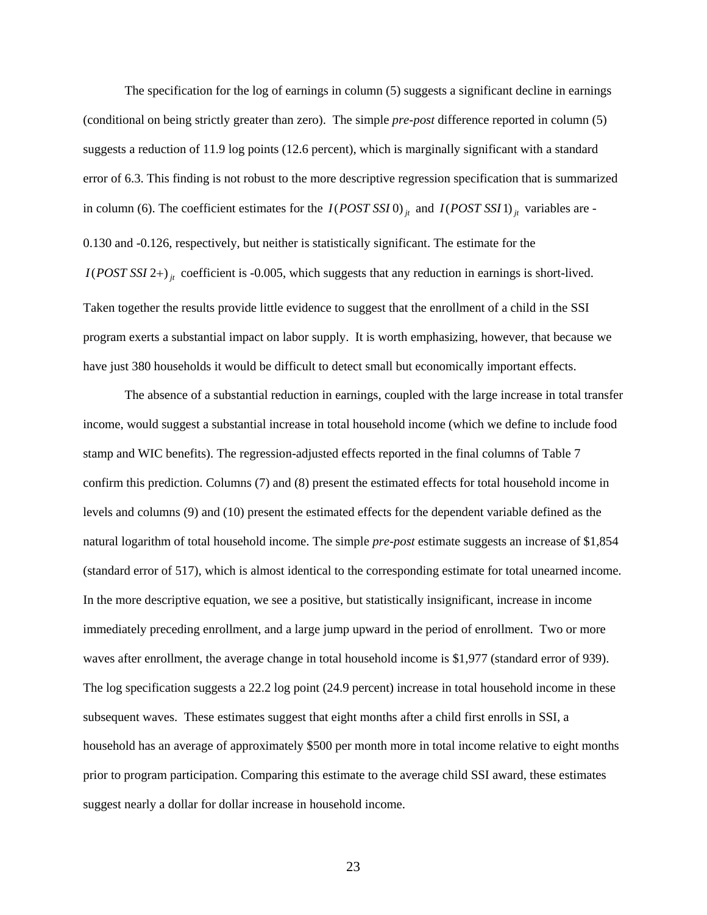The specification for the log of earnings in column (5) suggests a significant decline in earnings (conditional on being strictly greater than zero). The simple *pre-post* difference reported in column (5) suggests a reduction of 11.9 log points (12.6 percent), which is marginally significant with a standard error of 6.3. This finding is not robust to the more descriptive regression specification that is summarized in column (6). The coefficient estimates for the $I(POST\ SSI\ 0)_{jt}$ and $I(POST\ SSI\ 1)_{jt}$ variables are -0.130 and -0.126, respectively, but neither is statistically significant. The estimate for the $I(POST\ SSI\ 2+)_{jt}$ coefficient is -0.005, which suggests that any reduction in earnings is short-lived. Taken together the results provide little evidence to suggest that the enrollment of a child in the SSI program exerts a substantial impact on labor supply. It is worth emphasizing, however, that because we have just 380 households it would be difficult to detect small but economically important effects.

The absence of a substantial reduction in earnings, coupled with the large increase in total transfer income, would suggest a substantial increase in total household income (which we define to include food stamp and WIC benefits). The regression-adjusted effects reported in the final columns of Table 7 confirm this prediction. Columns (7) and (8) present the estimated effects for total household income in levels and columns (9) and (10) present the estimated effects for the dependent variable defined as the natural logarithm of total household income. The simple *pre-post* estimate suggests an increase of $1,854 (standard error of 517), which is almost identical to the corresponding estimate for total unearned income. In the more descriptive equation, we see a positive, but statistically insignificant, increase in income immediately preceding enrollment, and a large jump upward in the period of enrollment. Two or more waves after enrollment, the average change in total household income is $1,977 (standard error of 939). The log specification suggests a 22.2 log point (24.9 percent) increase in total household income in these subsequent waves. These estimates suggest that eight months after a child first enrolls in SSI, a household has an average of approximately $500 per month more in total income relative to eight months prior to program participation. Comparing this estimate to the average child SSI award, these estimates suggest nearly a dollar for dollar increase in household income.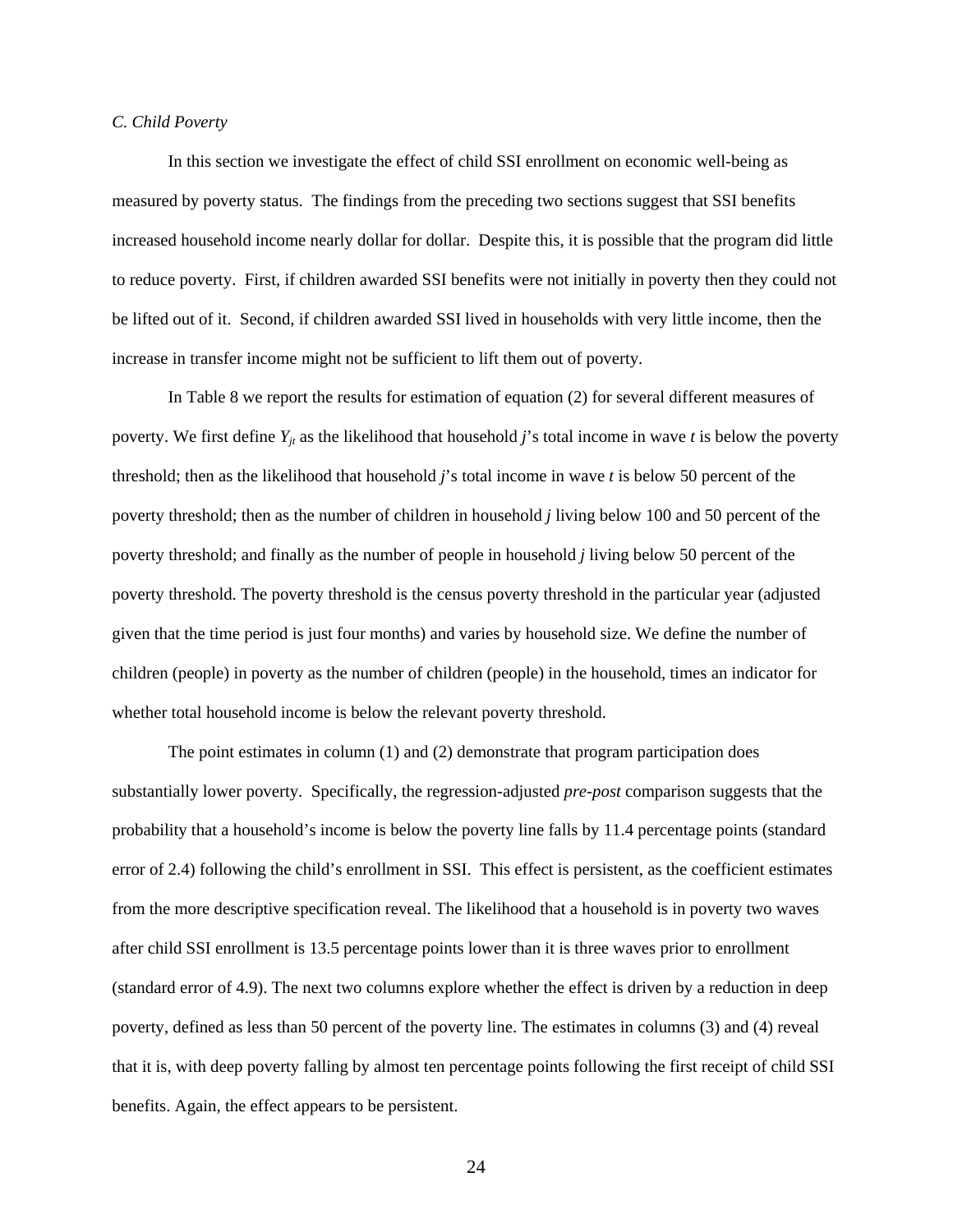*C. Child Poverty*

In this section we investigate the effect of child SSI enrollment on economic well-being as measured by poverty status. The findings from the preceding two sections suggest that SSI benefits increased household income nearly dollar for dollar. Despite this, it is possible that the program did little to reduce poverty. First, if children awarded SSI benefits were not initially in poverty then they could not be lifted out of it. Second, if children awarded SSI lived in households with very little income, then the increase in transfer income might not be sufficient to lift them out of poverty.

In Table 8 we report the results for estimation of equation (2) for several different measures of poverty. We first define $Y_{jt}$ as the likelihood that household *j*'s total income in wave *t* is below the poverty threshold; then as the likelihood that household *j*'s total income in wave *t* is below 50 percent of the poverty threshold; then as the number of children in household *j* living below 100 and 50 percent of the poverty threshold; and finally as the number of people in household *j* living below 50 percent of the poverty threshold. The poverty threshold is the census poverty threshold in the particular year (adjusted given that the time period is just four months) and varies by household size. We define the number of children (people) in poverty as the number of children (people) in the household, times an indicator for whether total household income is below the relevant poverty threshold.

The point estimates in column (1) and (2) demonstrate that program participation does substantially lower poverty. Specifically, the regression-adjusted *pre-post* comparison suggests that the probability that a household's income is below the poverty line falls by 11.4 percentage points (standard error of 2.4) following the child's enrollment in SSI. This effect is persistent, as the coefficient estimates from the more descriptive specification reveal. The likelihood that a household is in poverty two waves after child SSI enrollment is 13.5 percentage points lower than it is three waves prior to enrollment (standard error of 4.9). The next two columns explore whether the effect is driven by a reduction in deep poverty, defined as less than 50 percent of the poverty line. The estimates in columns (3) and (4) reveal that it is, with deep poverty falling by almost ten percentage points following the first receipt of child SSI benefits. Again, the effect appears to be persistent.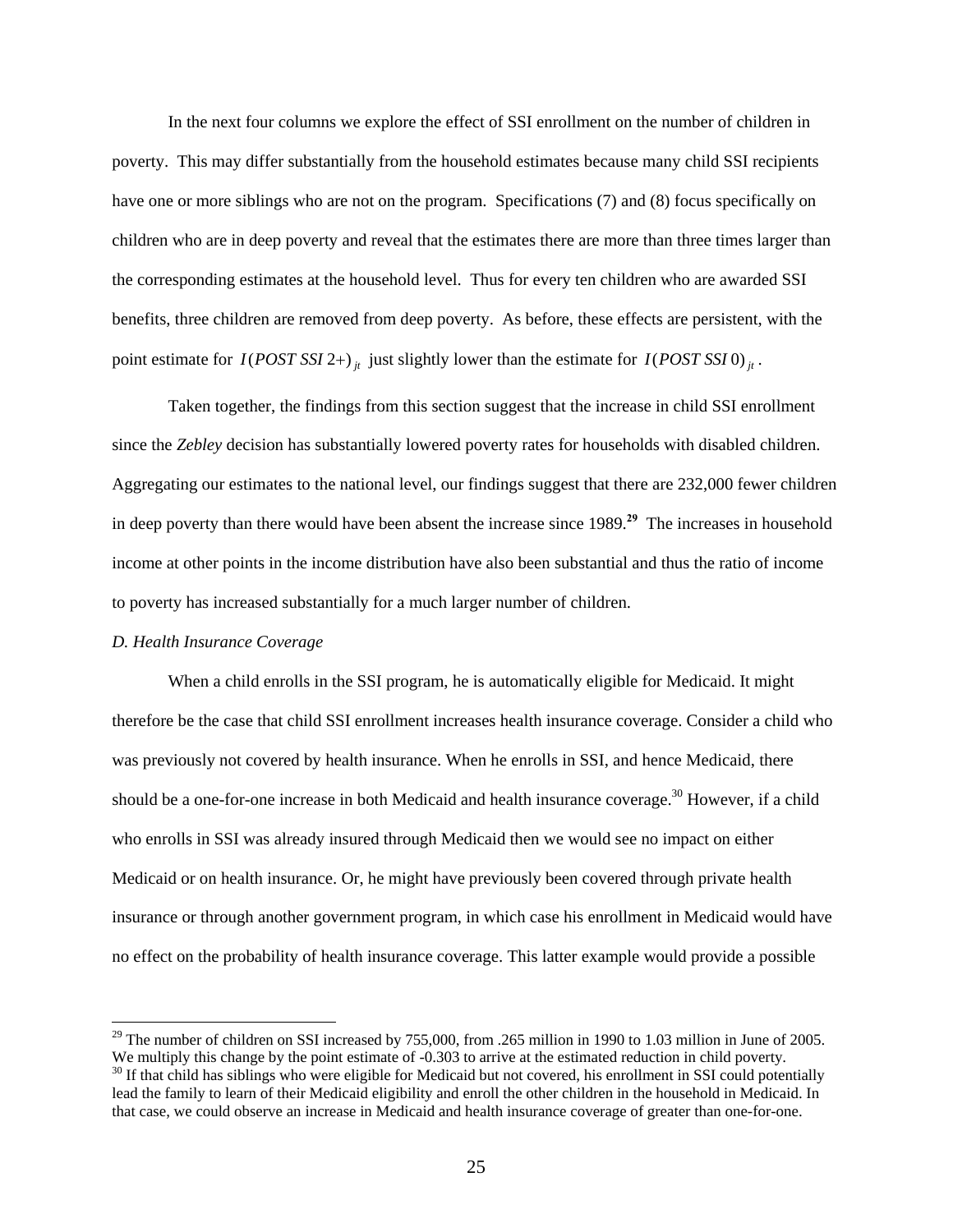In the next four columns we explore the effect of SSI enrollment on the number of children in poverty. This may differ substantially from the household estimates because many child SSI recipients have one or more siblings who are not on the program. Specifications (7) and (8) focus specifically on children who are in deep poverty and reveal that the estimates there are more than three times larger than the corresponding estimates at the household level. Thus for every ten children who are awarded SSI benefits, three children are removed from deep poverty. As before, these effects are persistent, with the point estimate for $I(POST\ SSI\ 2+)_{jt}$ just slightly lower than the estimate for $I(POST\ SSI\ 0)_{jt}$.

Taken together, the findings from this section suggest that the increase in child SSI enrollment since the *Zebley* decision has substantially lowered poverty rates for households with disabled children. Aggregating our estimates to the national level, our findings suggest that there are 232,000 fewer children in deep poverty than there would have been absent the increase since 1989.[29] The increases in household income at other points in the income distribution have also been substantial and thus the ratio of income to poverty has increased substantially for a much larger number of children.

*D. Health Insurance Coverage*

When a child enrolls in the SSI program, he is automatically eligible for Medicaid. It might therefore be the case that child SSI enrollment increases health insurance coverage. Consider a child who was previously not covered by health insurance. When he enrolls in SSI, and hence Medicaid, there should be a one-for-one increase in both Medicaid and health insurance coverage.[30] However, if a child who enrolls in SSI was already insured through Medicaid then we would see no impact on either Medicaid or on health insurance. Or, he might have previously been covered through private health insurance or through another government program, in which case his enrollment in Medicaid would have no effect on the probability of health insurance coverage. This latter example would provide a possible

[29] The number of children on SSI increased by 755,000, from .265 million in 1990 to 1.03 million in June of 2005. We multiply this change by the point estimate of -0.303 to arrive at the estimated reduction in child poverty.

[30] If that child has siblings who were eligible for Medicaid but not covered, his enrollment in SSI could potentially lead the family to learn of their Medicaid eligibility and enroll the other children in the household in Medicaid. In that case, we could observe an increase in Medicaid and health insurance coverage of greater than one-for-one.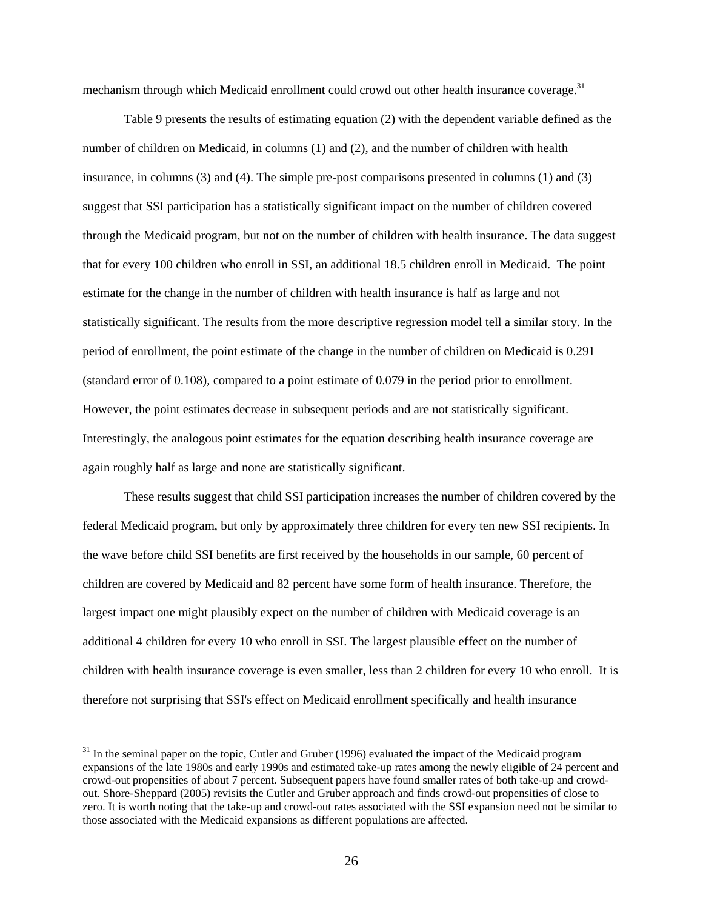mechanism through which Medicaid enrollment could crowd out other health insurance coverage.[31]

Table 9 presents the results of estimating equation (2) with the dependent variable defined as the number of children on Medicaid, in columns (1) and (2), and the number of children with health insurance, in columns (3) and (4). The simple pre-post comparisons presented in columns (1) and (3) suggest that SSI participation has a statistically significant impact on the number of children covered through the Medicaid program, but not on the number of children with health insurance. The data suggest that for every 100 children who enroll in SSI, an additional 18.5 children enroll in Medicaid. The point estimate for the change in the number of children with health insurance is half as large and not statistically significant. The results from the more descriptive regression model tell a similar story. In the period of enrollment, the point estimate of the change in the number of children on Medicaid is 0.291 (standard error of 0.108), compared to a point estimate of 0.079 in the period prior to enrollment. However, the point estimates decrease in subsequent periods and are not statistically significant. Interestingly, the analogous point estimates for the equation describing health insurance coverage are again roughly half as large and none are statistically significant.

These results suggest that child SSI participation increases the number of children covered by the federal Medicaid program, but only by approximately three children for every ten new SSI recipients. In the wave before child SSI benefits are first received by the households in our sample, 60 percent of children are covered by Medicaid and 82 percent have some form of health insurance. Therefore, the largest impact one might plausibly expect on the number of children with Medicaid coverage is an additional 4 children for every 10 who enroll in SSI. The largest plausible effect on the number of children with health insurance coverage is even smaller, less than 2 children for every 10 who enroll. It is therefore not surprising that SSI's effect on Medicaid enrollment specifically and health insurance

[31] In the seminal paper on the topic, Cutler and Gruber (1996) evaluated the impact of the Medicaid program expansions of the late 1980s and early 1990s and estimated take-up rates among the newly eligible of 24 percent and crowd-out propensities of about 7 percent. Subsequent papers have found smaller rates of both take-up and crowd-out. Shore-Sheppard (2005) revisits the Cutler and Gruber approach and finds crowd-out propensities of close to zero. It is worth noting that the take-up and crowd-out rates associated with the SSI expansion need not be similar to those associated with the Medicaid expansions as different populations are affected.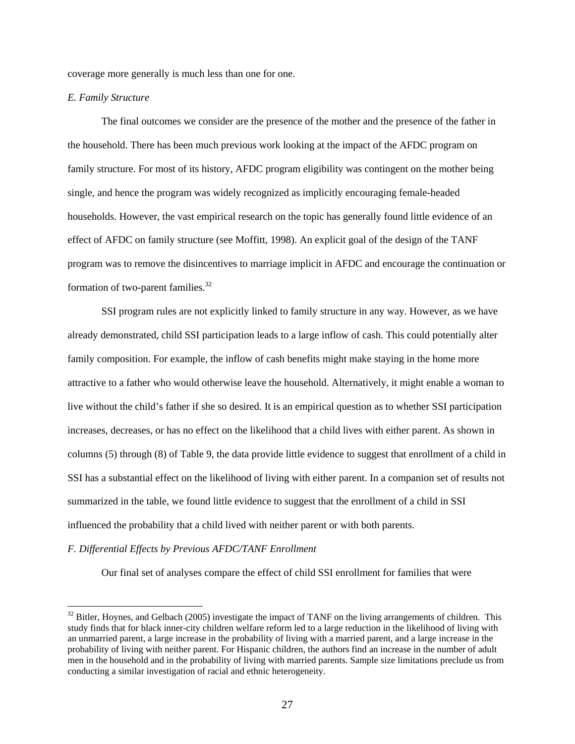coverage more generally is much less than one for one.

*E. Family Structure*

The final outcomes we consider are the presence of the mother and the presence of the father in the household. There has been much previous work looking at the impact of the AFDC program on family structure. For most of its history, AFDC program eligibility was contingent on the mother being single, and hence the program was widely recognized as implicitly encouraging female-headed households. However, the vast empirical research on the topic has generally found little evidence of an effect of AFDC on family structure (see Moffitt, 1998). An explicit goal of the design of the TANF program was to remove the disincentives to marriage implicit in AFDC and encourage the continuation or formation of two-parent families.[32]

SSI program rules are not explicitly linked to family structure in any way. However, as we have already demonstrated, child SSI participation leads to a large inflow of cash. This could potentially alter family composition. For example, the inflow of cash benefits might make staying in the home more attractive to a father who would otherwise leave the household. Alternatively, it might enable a woman to live without the child's father if she so desired. It is an empirical question as to whether SSI participation increases, decreases, or has no effect on the likelihood that a child lives with either parent. As shown in columns (5) through (8) of Table 9, the data provide little evidence to suggest that enrollment of a child in SSI has a substantial effect on the likelihood of living with either parent. In a companion set of results not summarized in the table, we found little evidence to suggest that the enrollment of a child in SSI influenced the probability that a child lived with neither parent or with both parents.

*F. Differential Effects by Previous AFDC/TANF Enrollment*

Our final set of analyses compare the effect of child SSI enrollment for families that were

[32] Bitler, Hoynes, and Gelbach (2005) investigate the impact of TANF on the living arrangements of children. This study finds that for black inner-city children welfare reform led to a large reduction in the likelihood of living with an unmarried parent, a large increase in the probability of living with a married parent, and a large increase in the probability of living with neither parent. For Hispanic children, the authors find an increase in the number of adult men in the household and in the probability of living with married parents. Sample size limitations preclude us from conducting a similar investigation of racial and ethnic heterogeneity.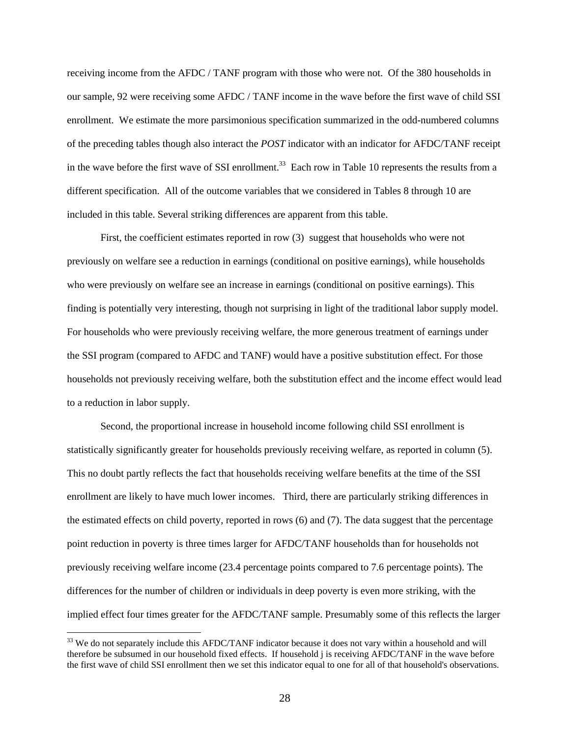receiving income from the AFDC / TANF program with those who were not. Of the 380 households in our sample, 92 were receiving some AFDC / TANF income in the wave before the first wave of child SSI enrollment. We estimate the more parsimonious specification summarized in the odd-numbered columns of the preceding tables though also interact the *POST* indicator with an indicator for AFDC/TANF receipt in the wave before the first wave of SSI enrollment.[33] Each row in Table 10 represents the results from a different specification. All of the outcome variables that we considered in Tables 8 through 10 are included in this table. Several striking differences are apparent from this table.

First, the coefficient estimates reported in row (3) suggest that households who were not previously on welfare see a reduction in earnings (conditional on positive earnings), while households who were previously on welfare see an increase in earnings (conditional on positive earnings). This finding is potentially very interesting, though not surprising in light of the traditional labor supply model. For households who were previously receiving welfare, the more generous treatment of earnings under the SSI program (compared to AFDC and TANF) would have a positive substitution effect. For those households not previously receiving welfare, both the substitution effect and the income effect would lead to a reduction in labor supply.

Second, the proportional increase in household income following child SSI enrollment is statistically significantly greater for households previously receiving welfare, as reported in column (5). This no doubt partly reflects the fact that households receiving welfare benefits at the time of the SSI enrollment are likely to have much lower incomes. Third, there are particularly striking differences in the estimated effects on child poverty, reported in rows (6) and (7). The data suggest that the percentage point reduction in poverty is three times larger for AFDC/TANF households than for households not previously receiving welfare income (23.4 percentage points compared to 7.6 percentage points). The differences for the number of children or individuals in deep poverty is even more striking, with the implied effect four times greater for the AFDC/TANF sample. Presumably some of this reflects the larger

[33] We do not separately include this AFDC/TANF indicator because it does not vary within a household and will therefore be subsumed in our household fixed effects. If household j is receiving AFDC/TANF in the wave before the first wave of child SSI enrollment then we set this indicator equal to one for all of that household's observations.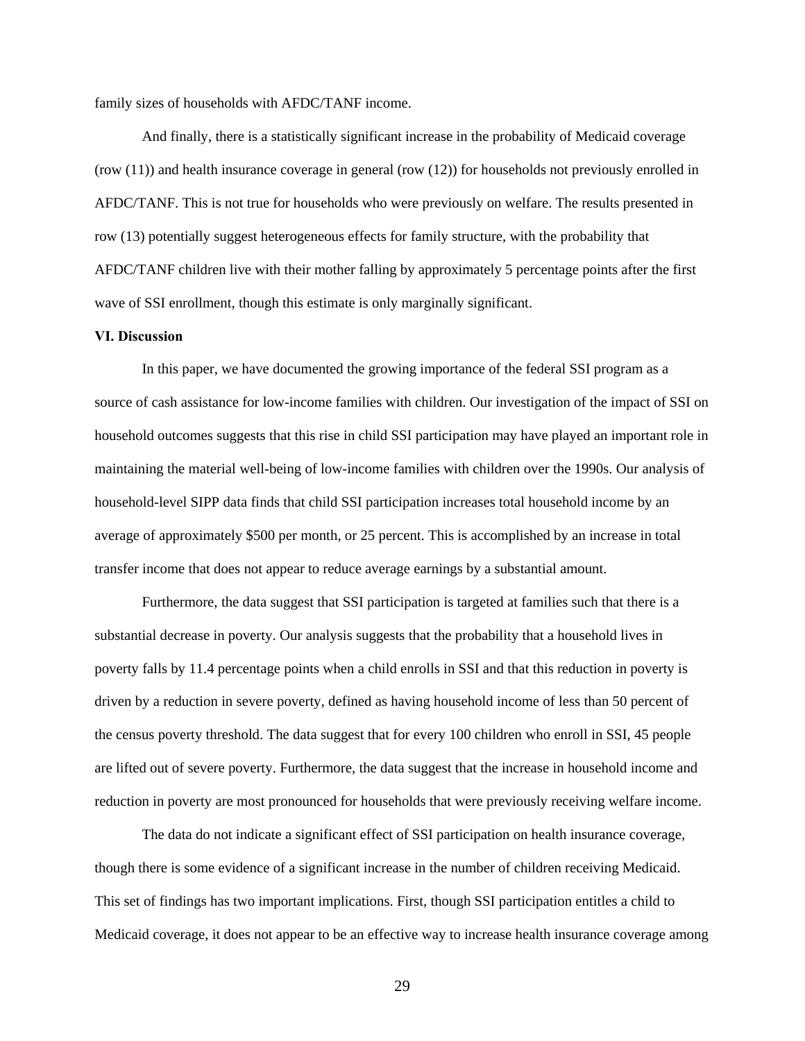family sizes of households with AFDC/TANF income.

And finally, there is a statistically significant increase in the probability of Medicaid coverage (row (11)) and health insurance coverage in general (row (12)) for households not previously enrolled in AFDC/TANF. This is not true for households who were previously on welfare. The results presented in row (13) potentially suggest heterogeneous effects for family structure, with the probability that AFDC/TANF children live with their mother falling by approximately 5 percentage points after the first wave of SSI enrollment, though this estimate is only marginally significant.

**VI. Discussion**

In this paper, we have documented the growing importance of the federal SSI program as a source of cash assistance for low-income families with children. Our investigation of the impact of SSI on household outcomes suggests that this rise in child SSI participation may have played an important role in maintaining the material well-being of low-income families with children over the 1990s. Our analysis of household-level SIPP data finds that child SSI participation increases total household income by an average of approximately $500 per month, or 25 percent. This is accomplished by an increase in total transfer income that does not appear to reduce average earnings by a substantial amount.

Furthermore, the data suggest that SSI participation is targeted at families such that there is a substantial decrease in poverty. Our analysis suggests that the probability that a household lives in poverty falls by 11.4 percentage points when a child enrolls in SSI and that this reduction in poverty is driven by a reduction in severe poverty, defined as having household income of less than 50 percent of the census poverty threshold. The data suggest that for every 100 children who enroll in SSI, 45 people are lifted out of severe poverty. Furthermore, the data suggest that the increase in household income and reduction in poverty are most pronounced for households that were previously receiving welfare income.

The data do not indicate a significant effect of SSI participation on health insurance coverage, though there is some evidence of a significant increase in the number of children receiving Medicaid. This set of findings has two important implications. First, though SSI participation entitles a child to Medicaid coverage, it does not appear to be an effective way to increase health insurance coverage among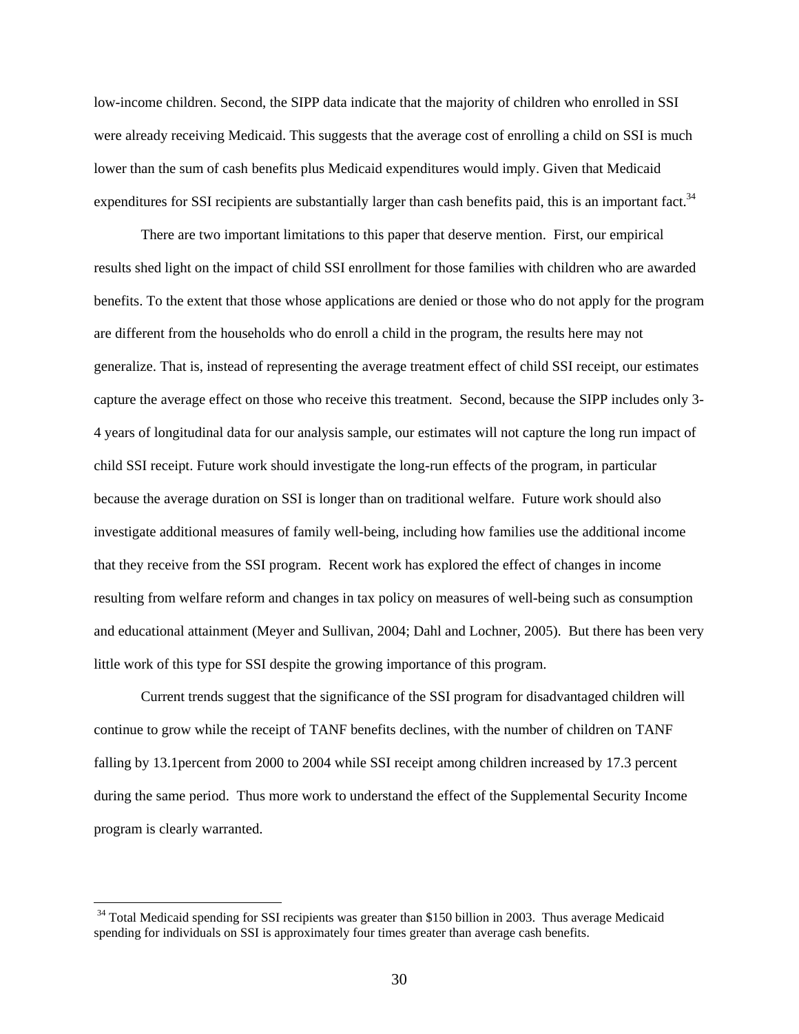low-income children. Second, the SIPP data indicate that the majority of children who enrolled in SSI were already receiving Medicaid. This suggests that the average cost of enrolling a child on SSI is much lower than the sum of cash benefits plus Medicaid expenditures would imply. Given that Medicaid expenditures for SSI recipients are substantially larger than cash benefits paid, this is an important fact.[34]

There are two important limitations to this paper that deserve mention. First, our empirical results shed light on the impact of child SSI enrollment for those families with children who are awarded benefits. To the extent that those whose applications are denied or those who do not apply for the program are different from the households who do enroll a child in the program, the results here may not generalize. That is, instead of representing the average treatment effect of child SSI receipt, our estimates capture the average effect on those who receive this treatment. Second, because the SIPP includes only 3-4 years of longitudinal data for our analysis sample, our estimates will not capture the long run impact of child SSI receipt. Future work should investigate the long-run effects of the program, in particular because the average duration on SSI is longer than on traditional welfare. Future work should also investigate additional measures of family well-being, including how families use the additional income that they receive from the SSI program. Recent work has explored the effect of changes in income resulting from welfare reform and changes in tax policy on measures of well-being such as consumption and educational attainment (Meyer and Sullivan, 2004; Dahl and Lochner, 2005). But there has been very little work of this type for SSI despite the growing importance of this program.

Current trends suggest that the significance of the SSI program for disadvantaged children will continue to grow while the receipt of TANF benefits declines, with the number of children on TANF falling by 13.1percent from 2000 to 2004 while SSI receipt among children increased by 17.3 percent during the same period. Thus more work to understand the effect of the Supplemental Security Income program is clearly warranted.

[34] Total Medicaid spending for SSI recipients was greater than $150 billion in 2003. Thus average Medicaid spending for individuals on SSI is approximately four times greater than average cash benefits.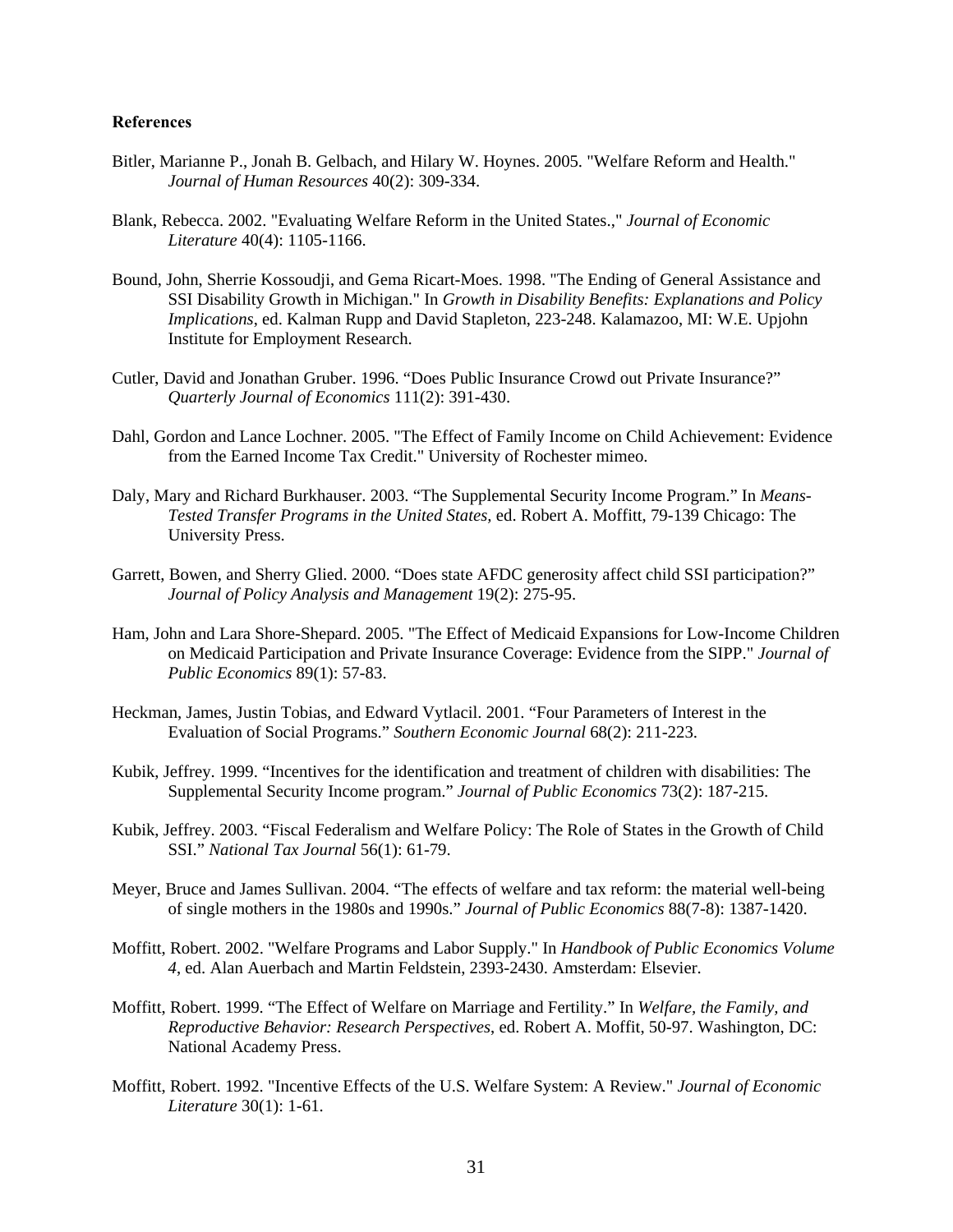**References**

Bitler, Marianne P., Jonah B. Gelbach, and Hilary W. Hoynes. 2005. "Welfare Reform and Health." *Journal of Human Resources* 40(2): 309-334.

Blank, Rebecca. 2002. "Evaluating Welfare Reform in the United States.," *Journal of Economic Literature* 40(4): 1105-1166.

Bound, John, Sherrie Kossoudji, and Gema Ricart-Moes. 1998. "The Ending of General Assistance and SSI Disability Growth in Michigan." In *Growth in Disability Benefits: Explanations and Policy Implications*, ed. Kalman Rupp and David Stapleton, 223-248. Kalamazoo, MI: W.E. Upjohn Institute for Employment Research.

Cutler, David and Jonathan Gruber. 1996. "Does Public Insurance Crowd out Private Insurance?" *Quarterly Journal of Economics* 111(2): 391-430.

Dahl, Gordon and Lance Lochner. 2005. "The Effect of Family Income on Child Achievement: Evidence from the Earned Income Tax Credit." University of Rochester mimeo.

Daly, Mary and Richard Burkhauser. 2003. "The Supplemental Security Income Program." In *Means-Tested Transfer Programs in the United States,* ed. Robert A. Moffitt, 79-139 Chicago: The University Press.

Garrett, Bowen, and Sherry Glied. 2000. "Does state AFDC generosity affect child SSI participation?" *Journal of Policy Analysis and Management* 19(2): 275-95.

Ham, John and Lara Shore-Shepard. 2005. "The Effect of Medicaid Expansions for Low-Income Children on Medicaid Participation and Private Insurance Coverage: Evidence from the SIPP." *Journal of Public Economics* 89(1): 57-83.

Heckman, James, Justin Tobias, and Edward Vytlacil. 2001. "Four Parameters of Interest in the Evaluation of Social Programs." *Southern Economic Journal* 68(2): 211-223.

Kubik, Jeffrey. 1999. "Incentives for the identification and treatment of children with disabilities: The Supplemental Security Income program." *Journal of Public Economics* 73(2): 187-215.

Kubik, Jeffrey. 2003. "Fiscal Federalism and Welfare Policy: The Role of States in the Growth of Child SSI." *National Tax Journal* 56(1): 61-79.

Meyer, Bruce and James Sullivan. 2004. "The effects of welfare and tax reform: the material well-being of single mothers in the 1980s and 1990s." *Journal of Public Economics* 88(7-8): 1387-1420.

Moffitt, Robert. 2002. "Welfare Programs and Labor Supply." In *Handbook of Public Economics Volume 4*, ed. Alan Auerbach and Martin Feldstein, 2393-2430. Amsterdam: Elsevier.

Moffitt, Robert. 1999. "The Effect of Welfare on Marriage and Fertility." In *Welfare, the Family, and Reproductive Behavior: Research Perspectives*, ed. Robert A. Moffit, 50-97. Washington, DC: National Academy Press.

Moffitt, Robert. 1992. "Incentive Effects of the U.S. Welfare System: A Review." *Journal of Economic Literature* 30(1): 1-61.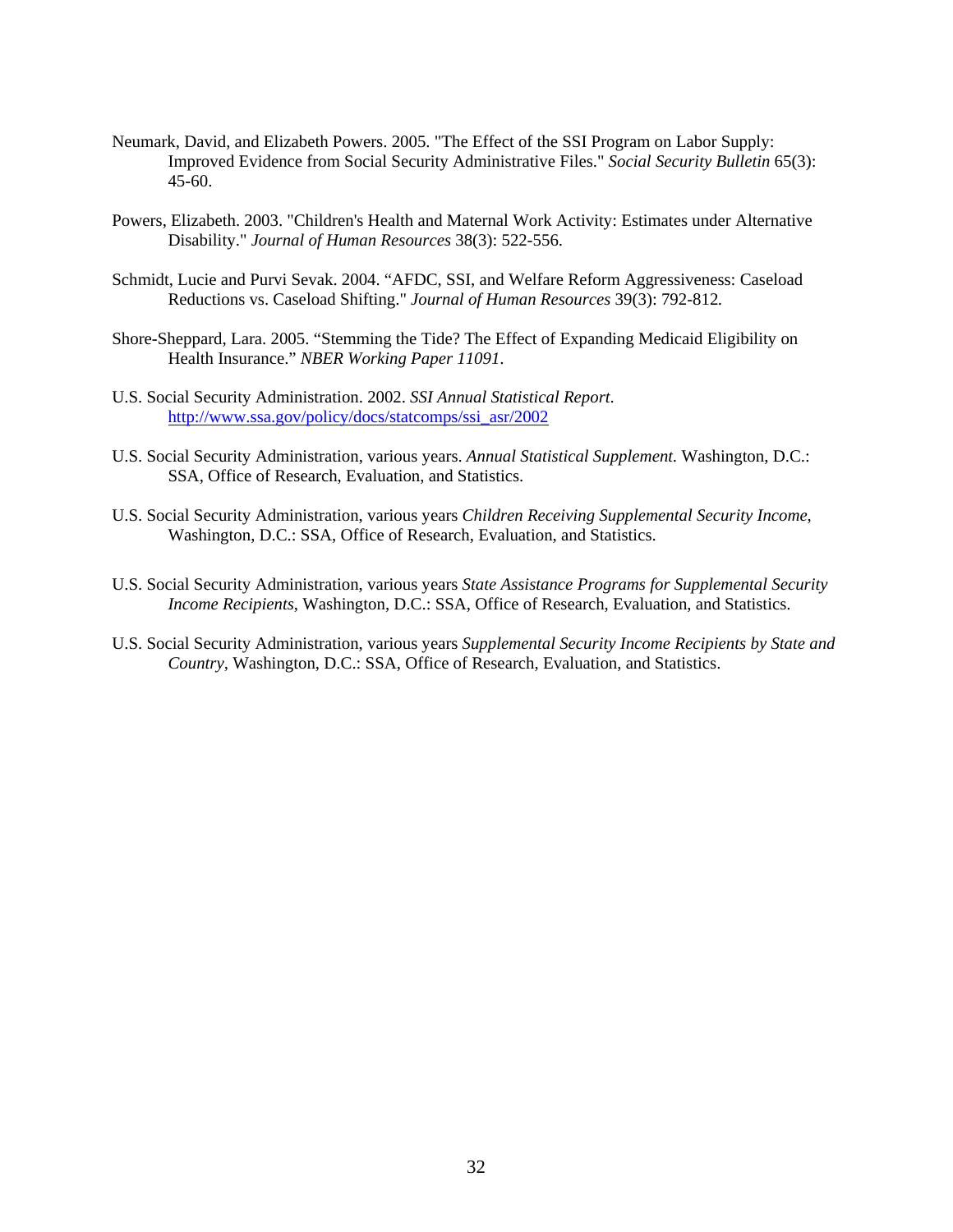Neumark, David, and Elizabeth Powers. 2005. "The Effect of the SSI Program on Labor Supply: Improved Evidence from Social Security Administrative Files." *Social Security Bulletin* 65(3): 45-60.

Powers, Elizabeth. 2003. "Children's Health and Maternal Work Activity: Estimates under Alternative Disability." *Journal of Human Resources* 38(3): 522-556.

Schmidt, Lucie and Purvi Sevak. 2004. "AFDC, SSI, and Welfare Reform Aggressiveness: Caseload Reductions vs. Caseload Shifting." *Journal of Human Resources* 39(3): 792-812.

Shore-Sheppard, Lara. 2005. "Stemming the Tide? The Effect of Expanding Medicaid Eligibility on Health Insurance." *NBER Working Paper 11091*.

U.S. Social Security Administration. 2002. *SSI Annual Statistical Report*. http://www.ssa.gov/policy/docs/statcomps/ssi_asr/2002

U.S. Social Security Administration, various years. *Annual Statistical Supplement.* Washington, D.C.: SSA, Office of Research, Evaluation, and Statistics.

U.S. Social Security Administration, various years *Children Receiving Supplemental Security Income*, Washington, D.C.: SSA, Office of Research, Evaluation, and Statistics.

U.S. Social Security Administration, various years *State Assistance Programs for Supplemental Security Income Recipients*, Washington, D.C.: SSA, Office of Research, Evaluation, and Statistics.

U.S. Social Security Administration, various years *Supplemental Security Income Recipients by State and Country*, Washington, D.C.: SSA, Office of Research, Evaluation, and Statistics.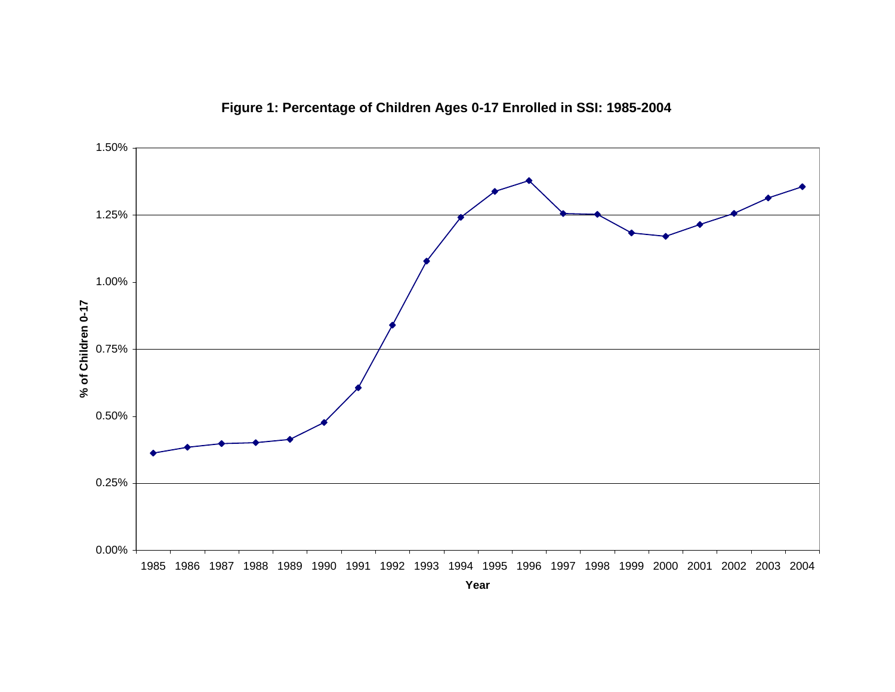**Figure 1: Percentage of Children Ages 0-17 Enrolled in SSI: 1985-2004**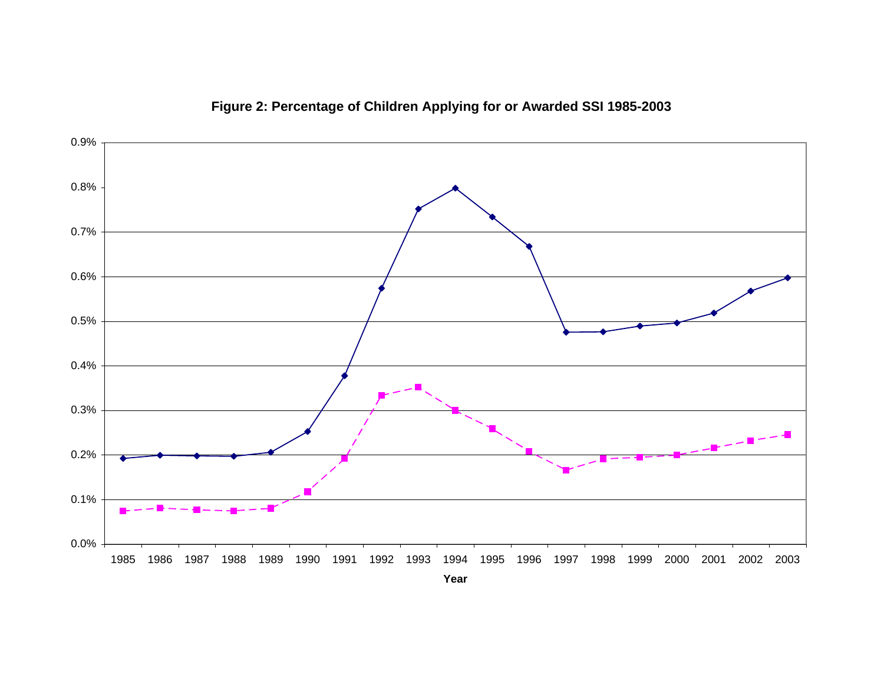**Figure 2: Percentage of Children Applying for or Awarded SSI 1985-2003**

0.9%
0.8%
0.7%
0.6%
0.5%
0.4%
0.3%
0.2%
0.1%
0.0%

1985 1986 1987 1988 1989 1990 1991 1992 1993 1994 1995 1996 1997 1998 1999 2000 2001 2002 2003

**Year**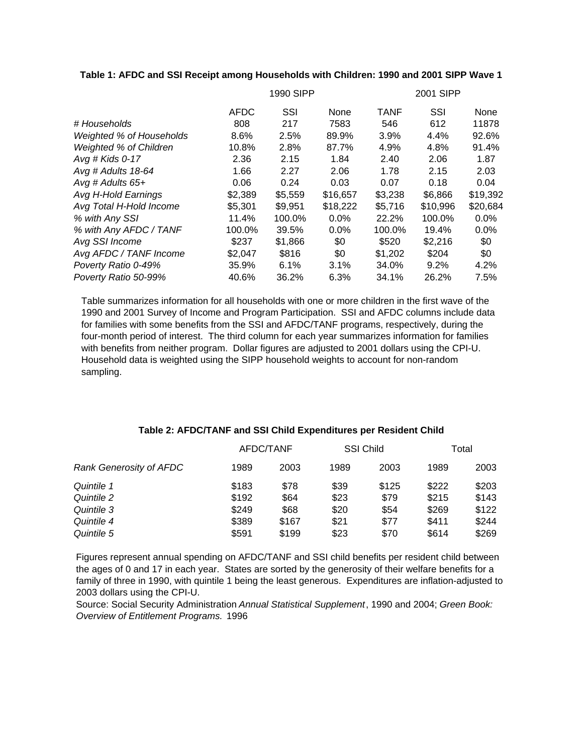**Table 1: AFDC and SSI Receipt among Households with Children: 1990 and 2001 SIPP Wave 1**

| | 1990 SIPP | | | 2001 SIPP | | |
|---|---|---|---|---|---|---|
| | AFDC | SSI | None | TANF | SSI | None |
| *# Households* | 808 | 217 | 7583 | 546 | 612 | 11878 |
| *Weighted % of Households* | 8.6% | 2.5% | 89.9% | 3.9% | 4.4% | 92.6% |
| *Weighted % of Children* | 10.8% | 2.8% | 87.7% | 4.9% | 4.8% | 91.4% |
| *Avg # Kids 0-17* | 2.36 | 2.15 | 1.84 | 2.40 | 2.06 | 1.87 |
| *Avg # Adults 18-64* | 1.66 | 2.27 | 2.06 | 1.78 | 2.15 | 2.03 |
| *Avg # Adults 65+* | 0.06 | 0.24 | 0.03 | 0.07 | 0.18 | 0.04 |
| *Avg H-Hold Earnings* | $2,389 | $5,559 | $16,657 | $3,238 | $6,866 | $19,392 |
| *Avg Total H-Hold Income* | $5,301 | $9,951 | $18,222 | $5,716 | $10,996 | $20,684 |
| *% with Any SSI* | 11.4% | 100.0% | 0.0% | 22.2% | 100.0% | 0.0% |
| *% with Any AFDC / TANF* | 100.0% | 39.5% | 0.0% | 100.0% | 19.4% | 0.0% |
| *Avg SSI Income* | $237 | $1,866 | $0 | $520 | $2,216 | $0 |
| *Avg AFDC / TANF Income* | $2,047 | $816 | $0 | $1,202 | $204 | $0 |
| *Poverty Ratio 0-49%* | 35.9% | 6.1% | 3.1% | 34.0% | 9.2% | 4.2% |
| *Poverty Ratio 50-99%* | 40.6% | 36.2% | 6.3% | 34.1% | 26.2% | 7.5% |

Table summarizes information for all households with one or more children in the first wave of the 1990 and 2001 Survey of Income and Program Participation. SSI and AFDC columns include data for families with some benefits from the SSI and AFDC/TANF programs, respectively, during the four-month period of interest. The third column for each year summarizes information for families with benefits from neither program. Dollar figures are adjusted to 2001 dollars using the CPI-U. Household data is weighted using the SIPP household weights to account for non-random sampling.

**Table 2: AFDC/TANF and SSI Child Expenditures per Resident Child**

| | AFDC/TANF | | SSI Child | | Total | |
|---|---|---|---|---|---|---|
| *Rank Generosity of AFDC* | 1989 | 2003 | 1989 | 2003 | 1989 | 2003 |
| *Quintile 1* | $183 | $78 | $39 | $125 | $222 | $203 |
| *Quintile 2* | $192 | $64 | $23 | $79 | $215 | $143 |
| *Quintile 3* | $249 | $68 | $20 | $54 | $269 | $122 |
| *Quintile 4* | $389 | $167 | $21 | $77 | $411 | $244 |
| *Quintile 5* | $591 | $199 | $23 | $70 | $614 | $269 |

Figures represent annual spending on AFDC/TANF and SSI child benefits per resident child between the ages of 0 and 17 in each year. States are sorted by the generosity of their welfare benefits for a family of three in 1990, with quintile 1 being the least generous. Expenditures are inflation-adjusted to 2003 dollars using the CPI-U.

Source: Social Security Administration *Annual Statistical Supplement*, 1990 and 2004; *Green Book: Overview of Entitlement Programs.* 1996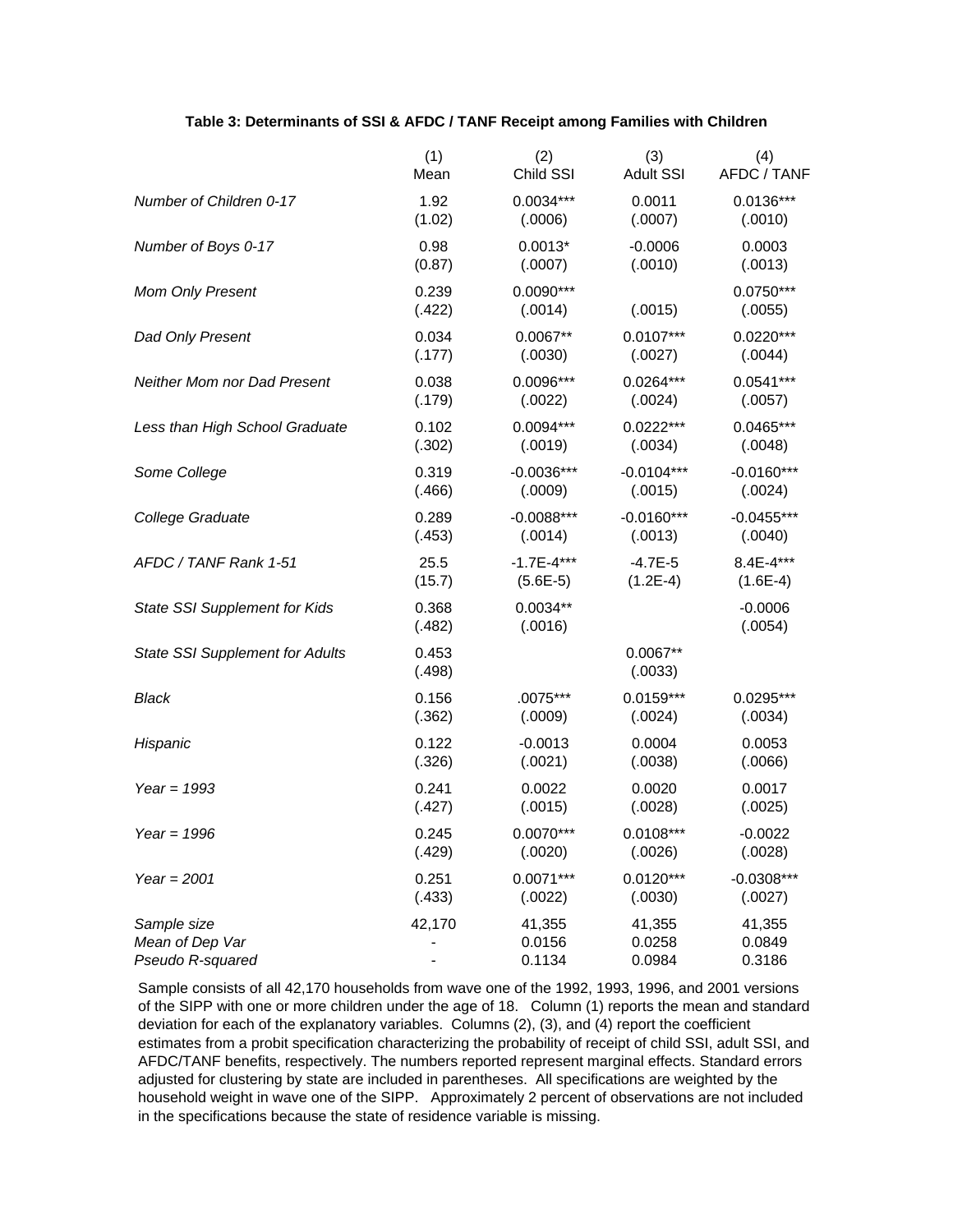**Table 3: Determinants of SSI & AFDC / TANF Receipt among Families with Children**

| | (1) Mean | (2) Child SSI | (3) Adult SSI | (4) AFDC / TANF |
|---|---|---|---|---|
| *Number of Children 0-17* | 1.92 | 0.0034*** | 0.0011 | 0.0136*** |
| | (1.02) | (.0006) | (.0007) | (.0010) |
| *Number of Boys 0-17* | 0.98 | 0.0013* | -0.0006 | 0.0003 |
| | (0.87) | (.0007) | (.0010) | (.0013) |
| *Mom Only Present* | 0.239 | 0.0090*** | | 0.0750*** |
| | (.422) | (.0014) | (.0015) | (.0055) |
| *Dad Only Present* | 0.034 | 0.0067** | 0.0107*** | 0.0220*** |
| | (.177) | (.0030) | (.0027) | (.0044) |
| *Neither Mom nor Dad Present* | 0.038 | 0.0096*** | 0.0264*** | 0.0541*** |
| | (.179) | (.0022) | (.0024) | (.0057) |
| *Less than High School Graduate* | 0.102 | 0.0094*** | 0.0222*** | 0.0465*** |
| | (.302) | (.0019) | (.0034) | (.0048) |
| *Some College* | 0.319 | -0.0036*** | -0.0104*** | -0.0160*** |
| | (.466) | (.0009) | (.0015) | (.0024) |
| *College Graduate* | 0.289 | -0.0088*** | -0.0160*** | -0.0455*** |
| | (.453) | (.0014) | (.0013) | (.0040) |
| *AFDC / TANF Rank 1-51* | 25.5 | -1.7E-4*** | -4.7E-5 | 8.4E-4*** |
| | (15.7) | (5.6E-5) | (1.2E-4) | (1.6E-4) |
| *State SSI Supplement for Kids* | 0.368 | 0.0034** | | -0.0006 |
| | (.482) | (.0016) | | (.0054) |
| *State SSI Supplement for Adults* | 0.453 | | 0.0067** | |
| | (.498) | | (.0033) | |
| *Black* | 0.156 | .0075*** | 0.0159*** | 0.0295*** |
| | (.362) | (.0009) | (.0024) | (.0034) |
| *Hispanic* | 0.122 | -0.0013 | 0.0004 | 0.0053 |
| | (.326) | (.0021) | (.0038) | (.0066) |
| *Year = 1993* | 0.241 | 0.0022 | 0.0020 | 0.0017 |
| | (.427) | (.0015) | (.0028) | (.0025) |
| *Year = 1996* | 0.245 | 0.0070*** | 0.0108*** | -0.0022 |
| | (.429) | (.0020) | (.0026) | (.0028) |
| *Year = 2001* | 0.251 | 0.0071*** | 0.0120*** | -0.0308*** |
| | (.433) | (.0022) | (.0030) | (.0027) |
| *Sample size* | 42,170 | 41,355 | 41,355 | 41,355 |
| *Mean of Dep Var* | - | 0.0156 | 0.0258 | 0.0849 |
| *Pseudo R-squared* | - | 0.1134 | 0.0984 | 0.3186 |

Sample consists of all 42,170 households from wave one of the 1992, 1993, 1996, and 2001 versions of the SIPP with one or more children under the age of 18. Column (1) reports the mean and standard deviation for each of the explanatory variables. Columns (2), (3), and (4) report the coefficient estimates from a probit specification characterizing the probability of receipt of child SSI, adult SSI, and AFDC/TANF benefits, respectively. The numbers reported represent marginal effects. Standard errors adjusted for clustering by state are included in parentheses. All specifications are weighted by the household weight in wave one of the SIPP. Approximately 2 percent of observations are not included in the specifications because the state of residence variable is missing.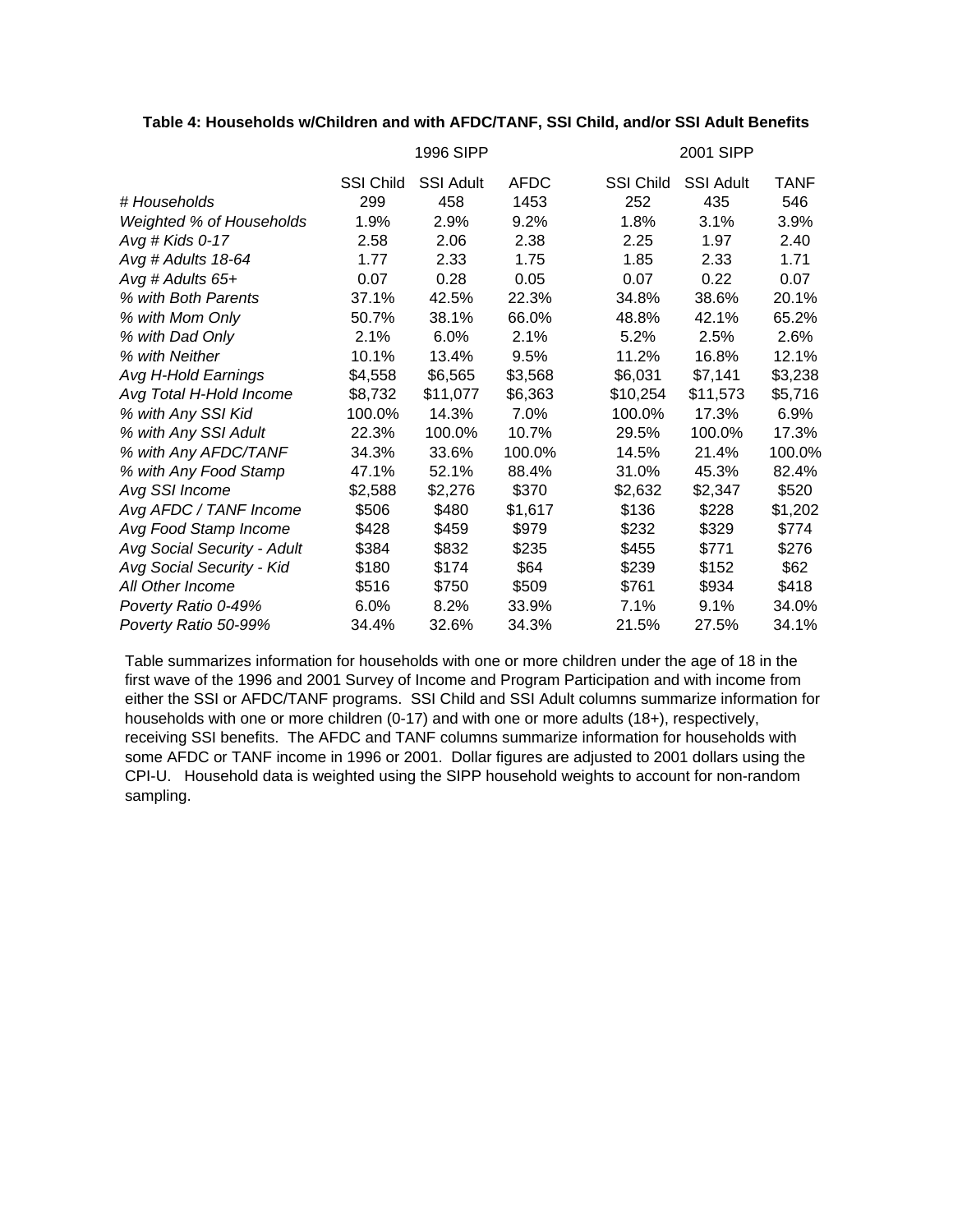**Table 4: Households w/Children and with AFDC/TANF, SSI Child, and/or SSI Adult Benefits**

| | 1996 SIPP | | | 2001 SIPP | | |
|---|---|---|---|---|---|---|
| | SSI Child | SSI Adult | AFDC | SSI Child | SSI Adult | TANF |
| *# Households* | 299 | 458 | 1453 | 252 | 435 | 546 |
| *Weighted % of Households* | 1.9% | 2.9% | 9.2% | 1.8% | 3.1% | 3.9% |
| *Avg # Kids 0-17* | 2.58 | 2.06 | 2.38 | 2.25 | 1.97 | 2.40 |
| *Avg # Adults 18-64* | 1.77 | 2.33 | 1.75 | 1.85 | 2.33 | 1.71 |
| *Avg # Adults 65+* | 0.07 | 0.28 | 0.05 | 0.07 | 0.22 | 0.07 |
| *% with Both Parents* | 37.1% | 42.5% | 22.3% | 34.8% | 38.6% | 20.1% |
| *% with Mom Only* | 50.7% | 38.1% | 66.0% | 48.8% | 42.1% | 65.2% |
| *% with Dad Only* | 2.1% | 6.0% | 2.1% | 5.2% | 2.5% | 2.6% |
| *% with Neither* | 10.1% | 13.4% | 9.5% | 11.2% | 16.8% | 12.1% |
| *Avg H-Hold Earnings* | $4,558 | $6,565 | $3,568 | $6,031 | $7,141 | $3,238 |
| *Avg Total H-Hold Income* | $8,732 | $11,077 | $6,363 | $10,254 | $11,573 | $5,716 |
| *% with Any SSI Kid* | 100.0% | 14.3% | 7.0% | 100.0% | 17.3% | 6.9% |
| *% with Any SSI Adult* | 22.3% | 100.0% | 10.7% | 29.5% | 100.0% | 17.3% |
| *% with Any AFDC/TANF* | 34.3% | 33.6% | 100.0% | 14.5% | 21.4% | 100.0% |
| *% with Any Food Stamp* | 47.1% | 52.1% | 88.4% | 31.0% | 45.3% | 82.4% |
| *Avg SSI Income* | $2,588 | $2,276 | $370 | $2,632 | $2,347 | $520 |
| *Avg AFDC / TANF Income* | $506 | $480 | $1,617 | $136 | $228 | $1,202 |
| *Avg Food Stamp Income* | $428 | $459 | $979 | $232 | $329 | $774 |
| *Avg Social Security - Adult* | $384 | $832 | $235 | $455 | $771 | $276 |
| *Avg Social Security - Kid* | $180 | $174 | $64 | $239 | $152 | $62 |
| *All Other Income* | $516 | $750 | $509 | $761 | $934 | $418 |
| *Poverty Ratio 0-49%* | 6.0% | 8.2% | 33.9% | 7.1% | 9.1% | 34.0% |
| *Poverty Ratio 50-99%* | 34.4% | 32.6% | 34.3% | 21.5% | 27.5% | 34.1% |

Table summarizes information for households with one or more children under the age of 18 in the first wave of the 1996 and 2001 Survey of Income and Program Participation and with income from either the SSI or AFDC/TANF programs. SSI Child and SSI Adult columns summarize information for households with one or more children (0-17) and with one or more adults (18+), respectively, receiving SSI benefits. The AFDC and TANF columns summarize information for households with some AFDC or TANF income in 1996 or 2001. Dollar figures are adjusted to 2001 dollars using the CPI-U. Household data is weighted using the SIPP household weights to account for non-random sampling.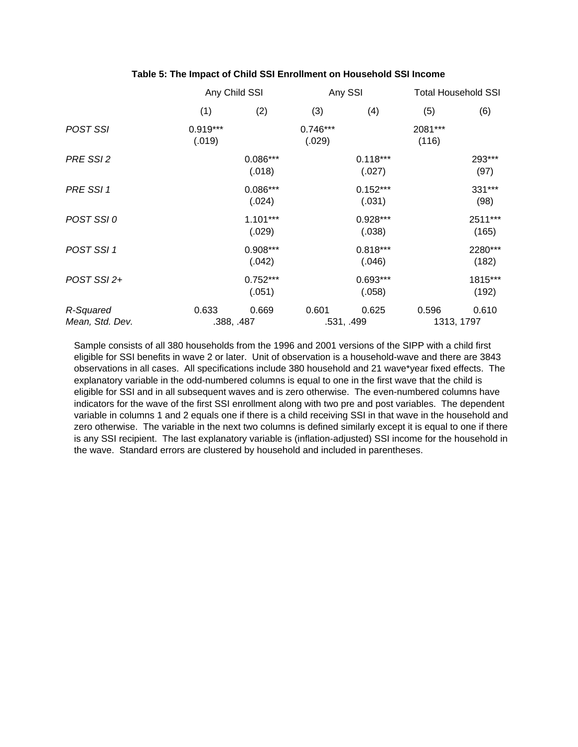**Table 5: The Impact of Child SSI Enrollment on Household SSI Income**

| | Any Child SSI | | Any SSI | | Total Household SSI | |
|---|---|---|---|---|---|---|
| | (1) | (2) | (3) | (4) | (5) | (6) |
| *POST SSI* | 0.919***<br>(.019) | | 0.746***<br>(.029) | | 2081***<br>(116) | |
| *PRE SSI 2* | | 0.086***<br>(.018) | | 0.118***<br>(.027) | | 293***<br>(97) |
| *PRE SSI 1* | | 0.086***<br>(.024) | | 0.152***<br>(.031) | | 331***<br>(98) |
| *POST SSI 0* | | 1.101***<br>(.029) | | 0.928***<br>(.038) | | 2511***<br>(165) |
| *POST SSI 1* | | 0.908***<br>(.042) | | 0.818***<br>(.046) | | 2280***<br>(182) |
| *POST SSI 2+* | | 0.752***<br>(.051) | | 0.693***<br>(.058) | | 1815***<br>(192) |
| *R-Squared* | 0.633 | 0.669 | 0.601 | 0.625 | 0.596 | 0.610 |
| *Mean, Std. Dev.* | .388, .487 | | .531, .499 | | 1313, 1797 | |

Sample consists of all 380 households from the 1996 and 2001 versions of the SIPP with a child first eligible for SSI benefits in wave 2 or later. Unit of observation is a household-wave and there are 3843 observations in all cases. All specifications include 380 household and 21 wave*year fixed effects. The explanatory variable in the odd-numbered columns is equal to one in the first wave that the child is eligible for SSI and in all subsequent waves and is zero otherwise. The even-numbered columns have indicators for the wave of the first SSI enrollment along with two pre and post variables. The dependent variable in columns 1 and 2 equals one if there is a child receiving SSI in that wave in the household and zero otherwise. The variable in the next two columns is defined similarly except it is equal to one if there is any SSI recipient. The last explanatory variable is (inflation-adjusted) SSI income for the household in the wave. Standard errors are clustered by household and included in parentheses.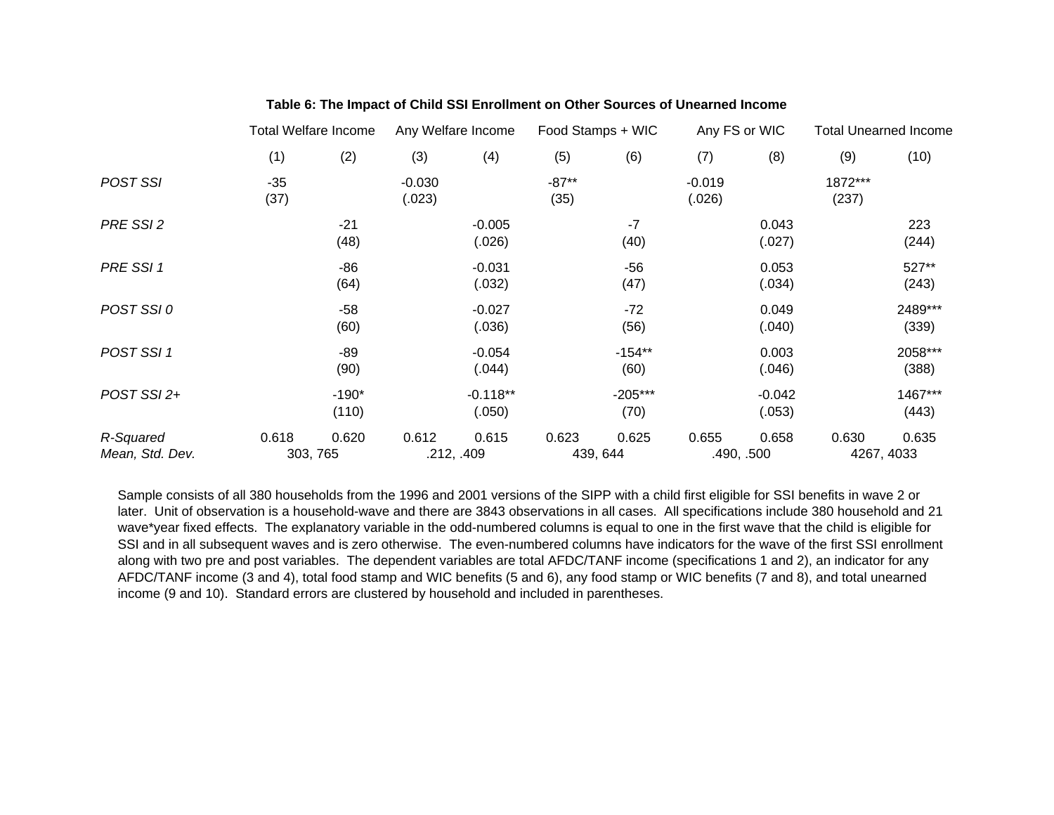**Table 6: The Impact of Child SSI Enrollment on Other Sources of Unearned Income**

| | Total Welfare Income | | Any Welfare Income | | Food Stamps + WIC | | Any FS or WIC | | Total Unearned Income | |
|---|---|---|---|---|---|---|---|---|---|---|
| | (1) | (2) | (3) | (4) | (5) | (6) | (7) | (8) | (9) | (10) |
| *POST SSI* | -35 | | -0.030 | | -87** | | -0.019 | | 1872*** | |
| | (37) | | (.023) | | (35) | | (.026) | | (237) | |
| *PRE SSI 2* | | -21 | | -0.005 | | -7 | | 0.043 | | 223 |
| | | (48) | | (.026) | | (40) | | (.027) | | (244) |
| *PRE SSI 1* | | -86 | | -0.031 | | -56 | | 0.053 | | 527** |
| | | (64) | | (.032) | | (47) | | (.034) | | (243) |
| *POST SSI 0* | | -58 | | -0.027 | | -72 | | 0.049 | | 2489*** |
| | | (60) | | (.036) | | (56) | | (.040) | | (339) |
| *POST SSI 1* | | -89 | | -0.054 | | -154** | | 0.003 | | 2058*** |
| | | (90) | | (.044) | | (60) | | (.046) | | (388) |
| *POST SSI 2+* | | -190* | | -0.118** | | -205*** | | -0.042 | | 1467*** |
| | | (110) | | (.050) | | (70) | | (.053) | | (443) |
| *R-Squared* | 0.618 | 0.620 | 0.612 | 0.615 | 0.623 | 0.625 | 0.655 | 0.658 | 0.630 | 0.635 |
| *Mean, Std. Dev.* | 303, 765 | | .212, .409 | | 439, 644 | | .490, .500 | | 4267, 4033 | |

Sample consists of all 380 households from the 1996 and 2001 versions of the SIPP with a child first eligible for SSI benefits in wave 2 or later. Unit of observation is a household-wave and there are 3843 observations in all cases. All specifications include 380 household and 21 wave*year fixed effects. The explanatory variable in the odd-numbered columns is equal to one in the first wave that the child is eligible for SSI and in all subsequent waves and is zero otherwise. The even-numbered columns have indicators for the wave of the first SSI enrollment along with two pre and post variables. The dependent variables are total AFDC/TANF income (specifications 1 and 2), an indicator for any AFDC/TANF income (3 and 4), total food stamp and WIC benefits (5 and 6), any food stamp or WIC benefits (7 and 8), and total unearned income (9 and 10). Standard errors are clustered by household and included in parentheses.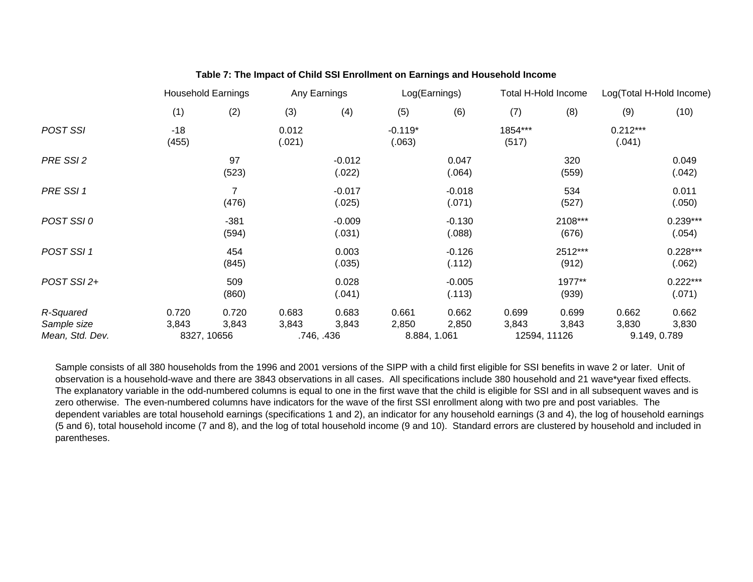**Table 7: The Impact of Child SSI Enrollment on Earnings and Household Income**

| | Household Earnings | | Any Earnings | | Log(Earnings) | | Total H-Hold Income | | Log(Total H-Hold Income) | |
|---|---|---|---|---|---|---|---|---|---|---|
| | (1) | (2) | (3) | (4) | (5) | (6) | (7) | (8) | (9) | (10) |
| *POST SSI* | -18 | | 0.012 | | -0.119* | | 1854*** | | 0.212*** | |
| | (455) | | (.021) | | (.063) | | (517) | | (.041) | |
| *PRE SSI 2* | | 97 | | -0.012 | | 0.047 | | 320 | | 0.049 |
| | | (523) | | (.022) | | (.064) | | (559) | | (.042) |
| *PRE SSI 1* | | 7 | | -0.017 | | -0.018 | | 534 | | 0.011 |
| | | (476) | | (.025) | | (.071) | | (527) | | (.050) |
| *POST SSI 0* | | -381 | | -0.009 | | -0.130 | | 2108*** | | 0.239*** |
| | | (594) | | (.031) | | (.088) | | (676) | | (.054) |
| *POST SSI 1* | | 454 | | 0.003 | | -0.126 | | 2512*** | | 0.228*** |
| | | (845) | | (.035) | | (.112) | | (912) | | (.062) |
| *POST SSI 2+* | | 509 | | 0.028 | | -0.005 | | 1977** | | 0.222*** |
| | | (860) | | (.041) | | (.113) | | (939) | | (.071) |
| *R-Squared* | 0.720 | 0.720 | 0.683 | 0.683 | 0.661 | 0.662 | 0.699 | 0.699 | 0.662 | 0.662 |
| *Sample size* | 3,843 | 3,843 | 3,843 | 3,843 | 2,850 | 2,850 | 3,843 | 3,843 | 3,830 | 3,830 |
| *Mean, Std. Dev.* | 8327, 10656 | | .746, .436 | | 8.884, 1.061 | | 12594, 11126 | | 9.149, 0.789 | |

Sample consists of all 380 households from the 1996 and 2001 versions of the SIPP with a child first eligible for SSI benefits in wave 2 or later. Unit of observation is a household-wave and there are 3843 observations in all cases. All specifications include 380 household and 21 wave*year fixed effects. The explanatory variable in the odd-numbered columns is equal to one in the first wave that the child is eligible for SSI and in all subsequent waves and is zero otherwise. The even-numbered columns have indicators for the wave of the first SSI enrollment along with two pre and post variables. The dependent variables are total household earnings (specifications 1 and 2), an indicator for any household earnings (3 and 4), the log of household earnings (5 and 6), total household income (7 and 8), and the log of total household income (9 and 10). Standard errors are clustered by household and included in parentheses.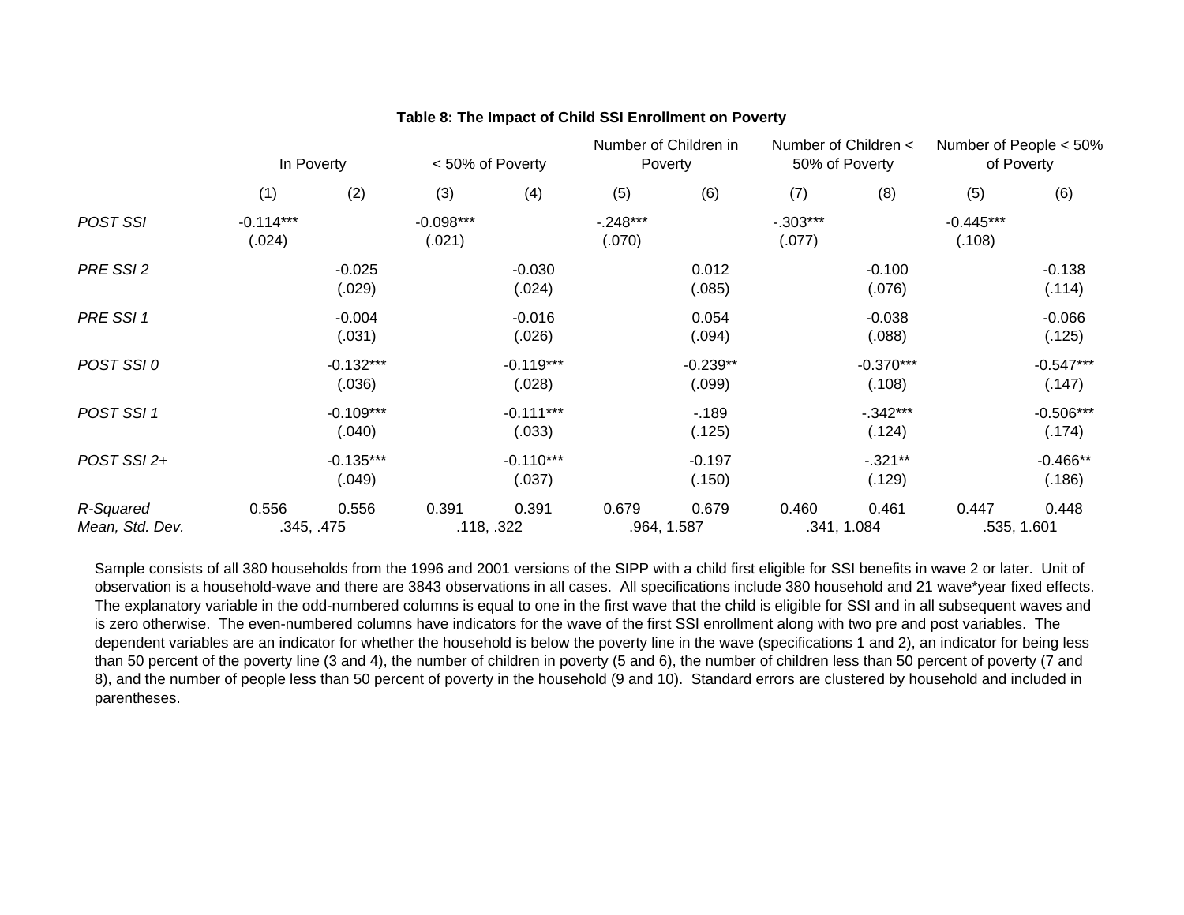**Table 8: The Impact of Child SSI Enrollment on Poverty**

| | In Poverty | | < 50% of Poverty | | Number of Children in Poverty | | Number of Children < 50% of Poverty | | Number of People < 50% of Poverty | |
|---|---|---|---|---|---|---|---|---|---|---|
| | (1) | (2) | (3) | (4) | (5) | (6) | (7) | (8) | (5) | (6) |
| *POST SSI* | -0.114*** | | -0.098*** | | -.248*** | | -.303*** | | -0.445*** | |
| | (.024) | | (.021) | | (.070) | | (.077) | | (.108) | |
| *PRE SSI 2* | | -0.025 | | -0.030 | | 0.012 | | -0.100 | | -0.138 |
| | | (.029) | | (.024) | | (.085) | | (.076) | | (.114) |
| *PRE SSI 1* | | -0.004 | | -0.016 | | 0.054 | | -0.038 | | -0.066 |
| | | (.031) | | (.026) | | (.094) | | (.088) | | (.125) |
| *POST SSI 0* | | -0.132*** | | -0.119*** | | -0.239** | | -0.370*** | | -0.547*** |
| | | (.036) | | (.028) | | (.099) | | (.108) | | (.147) |
| *POST SSI 1* | | -0.109*** | | -0.111*** | | -.189 | | -.342*** | | -0.506*** |
| | | (.040) | | (.033) | | (.125) | | (.124) | | (.174) |
| *POST SSI 2+* | | -0.135*** | | -0.110*** | | -0.197 | | -.321** | | -0.466** |
| | | (.049) | | (.037) | | (.150) | | (.129) | | (.186) |
| *R-Squared* | 0.556 | 0.556 | 0.391 | 0.391 | 0.679 | 0.679 | 0.460 | 0.461 | 0.447 | 0.448 |
| *Mean, Std. Dev.* | .345, .475 | | .118, .322 | | .964, 1.587 | | .341, 1.084 | | .535, 1.601 | |

Sample consists of all 380 households from the 1996 and 2001 versions of the SIPP with a child first eligible for SSI benefits in wave 2 or later. Unit of observation is a household-wave and there are 3843 observations in all cases. All specifications include 380 household and 21 wave*year fixed effects. The explanatory variable in the odd-numbered columns is equal to one in the first wave that the child is eligible for SSI and in all subsequent waves and is zero otherwise. The even-numbered columns have indicators for the wave of the first SSI enrollment along with two pre and post variables. The dependent variables are an indicator for whether the household is below the poverty line in the wave (specifications 1 and 2), an indicator for being less than 50 percent of the poverty line (3 and 4), the number of children in poverty (5 and 6), the number of children less than 50 percent of poverty (7 and 8), and the number of people less than 50 percent of poverty in the household (9 and 10). Standard errors are clustered by household and included in parentheses.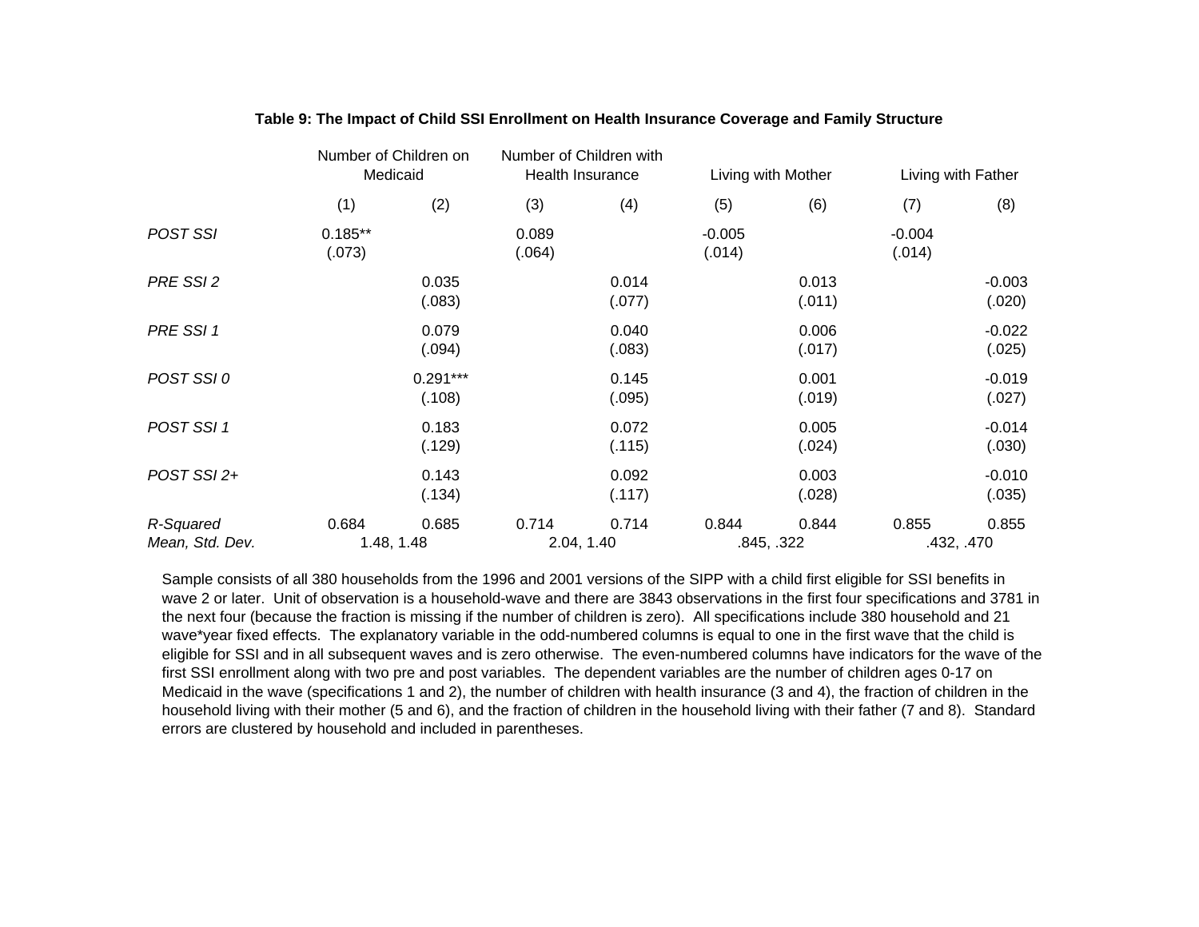**Table 9: The Impact of Child SSI Enrollment on Health Insurance Coverage and Family Structure**

| | Number of Children on Medicaid | | Number of Children with Health Insurance | | Living with Mother | | Living with Father | |
|---|---|---|---|---|---|---|---|---|
| | (1) | (2) | (3) | (4) | (5) | (6) | (7) | (8) |
| *POST SSI* | 0.185** | | 0.089 | | -0.005 | | -0.004 | |
| | (.073) | | (.064) | | (.014) | | (.014) | |
| *PRE SSI 2* | | 0.035 | | 0.014 | | 0.013 | | -0.003 |
| | | (.083) | | (.077) | | (.011) | | (.020) |
| *PRE SSI 1* | | 0.079 | | 0.040 | | 0.006 | | -0.022 |
| | | (.094) | | (.083) | | (.017) | | (.025) |
| *POST SSI 0* | | 0.291*** | | 0.145 | | 0.001 | | -0.019 |
| | | (.108) | | (.095) | | (.019) | | (.027) |
| *POST SSI 1* | | 0.183 | | 0.072 | | 0.005 | | -0.014 |
| | | (.129) | | (.115) | | (.024) | | (.030) |
| *POST SSI 2+* | | 0.143 | | 0.092 | | 0.003 | | -0.010 |
| | | (.134) | | (.117) | | (.028) | | (.035) |
| *R-Squared* | 0.684 | 0.685 | 0.714 | 0.714 | 0.844 | 0.844 | 0.855 | 0.855 |
| *Mean, Std. Dev.* | 1.48, 1.48 | | 2.04, 1.40 | | .845, .322 | | .432, .470 | |

Sample consists of all 380 households from the 1996 and 2001 versions of the SIPP with a child first eligible for SSI benefits in wave 2 or later. Unit of observation is a household-wave and there are 3843 observations in the first four specifications and 3781 in the next four (because the fraction is missing if the number of children is zero). All specifications include 380 household and 21 wave*year fixed effects. The explanatory variable in the odd-numbered columns is equal to one in the first wave that the child is eligible for SSI and in all subsequent waves and is zero otherwise. The even-numbered columns have indicators for the wave of the first SSI enrollment along with two pre and post variables. The dependent variables are the number of children ages 0-17 on Medicaid in the wave (specifications 1 and 2), the number of children with health insurance (3 and 4), the fraction of children in the household living with their mother (5 and 6), and the fraction of children in the household living with their father (7 and 8). Standard errors are clustered by household and included in parentheses.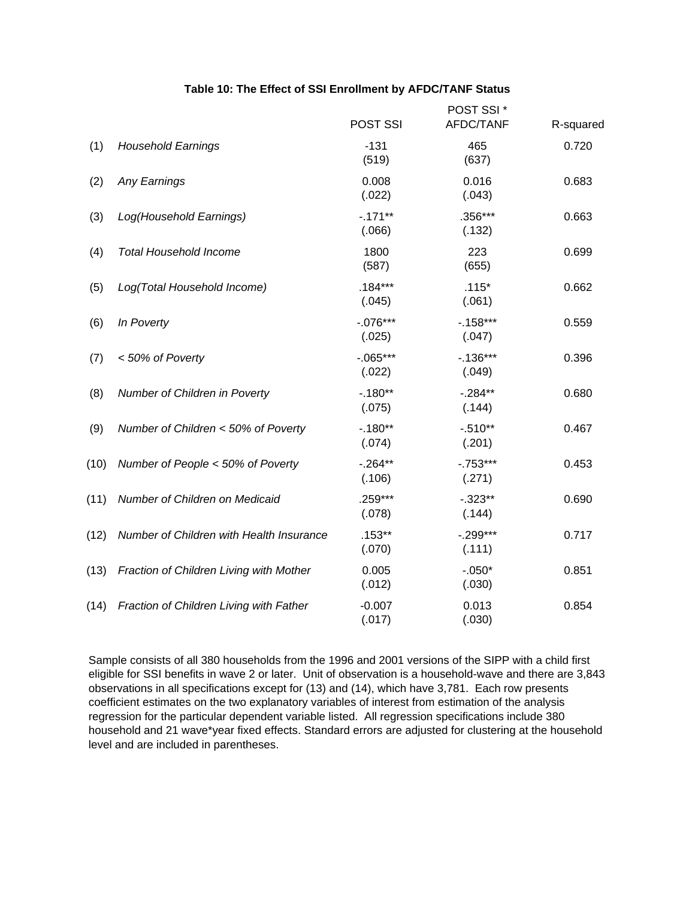**Table 10: The Effect of SSI Enrollment by AFDC/TANF Status**

| | | POST SSI | POST SSI * AFDC/TANF | R-squared |
|---|---|---|---|---|
| (1) | *Household Earnings* | -131<br>(519) | 465<br>(637) | 0.720 |
| (2) | *Any Earnings* | 0.008<br>(.022) | 0.016<br>(.043) | 0.683 |
| (3) | *Log(Household Earnings)* | -.171**<br>(.066) | .356***<br>(.132) | 0.663 |
| (4) | *Total Household Income* | 1800<br>(587) | 223<br>(655) | 0.699 |
| (5) | *Log(Total Household Income)* | .184***<br>(.045) | .115*<br>(.061) | 0.662 |
| (6) | *In Poverty* | -.076***<br>(.025) | -.158***<br>(.047) | 0.559 |
| (7) | *< 50% of Poverty* | -.065***<br>(.022) | -.136***<br>(.049) | 0.396 |
| (8) | *Number of Children in Poverty* | -.180**<br>(.075) | -.284**<br>(.144) | 0.680 |
| (9) | *Number of Children < 50% of Poverty* | -.180**<br>(.074) | -.510**<br>(.201) | 0.467 |
| (10) | *Number of People < 50% of Poverty* | -.264**<br>(.106) | -.753***<br>(.271) | 0.453 |
| (11) | *Number of Children on Medicaid* | .259***<br>(.078) | -.323**<br>(.144) | 0.690 |
| (12) | *Number of Children with Health Insurance* | .153**<br>(.070) | -.299***<br>(.111) | 0.717 |
| (13) | *Fraction of Children Living with Mother* | 0.005<br>(.012) | -.050*<br>(.030) | 0.851 |
| (14) | *Fraction of Children Living with Father* | -0.007<br>(.017) | 0.013<br>(.030) | 0.854 |

Sample consists of all 380 households from the 1996 and 2001 versions of the SIPP with a child first eligible for SSI benefits in wave 2 or later. Unit of observation is a household-wave and there are 3,843 observations in all specifications except for (13) and (14), which have 3,781. Each row presents coefficient estimates on the two explanatory variables of interest from estimation of the analysis regression for the particular dependent variable listed. All regression specifications include 380 household and 21 wave*year fixed effects. Standard errors are adjusted for clustering at the household level and are included in parentheses.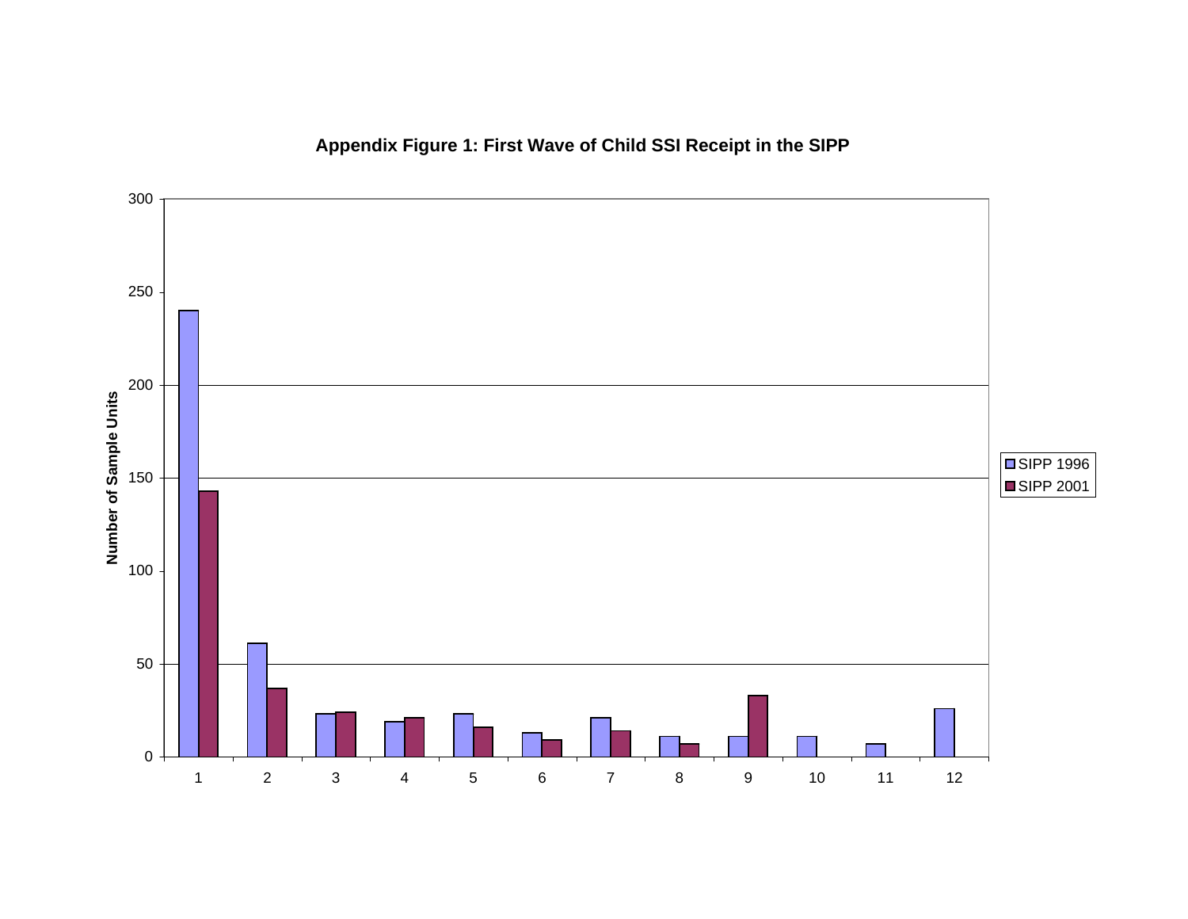**Appendix Figure 1: First Wave of Child SSI Receipt in the SIPP**

Number of Sample Units

300
250
200
150
100
50
0

1 2 3 4 5 6 7 8 9 10 11 12

SIPP 1996
SIPP 2001